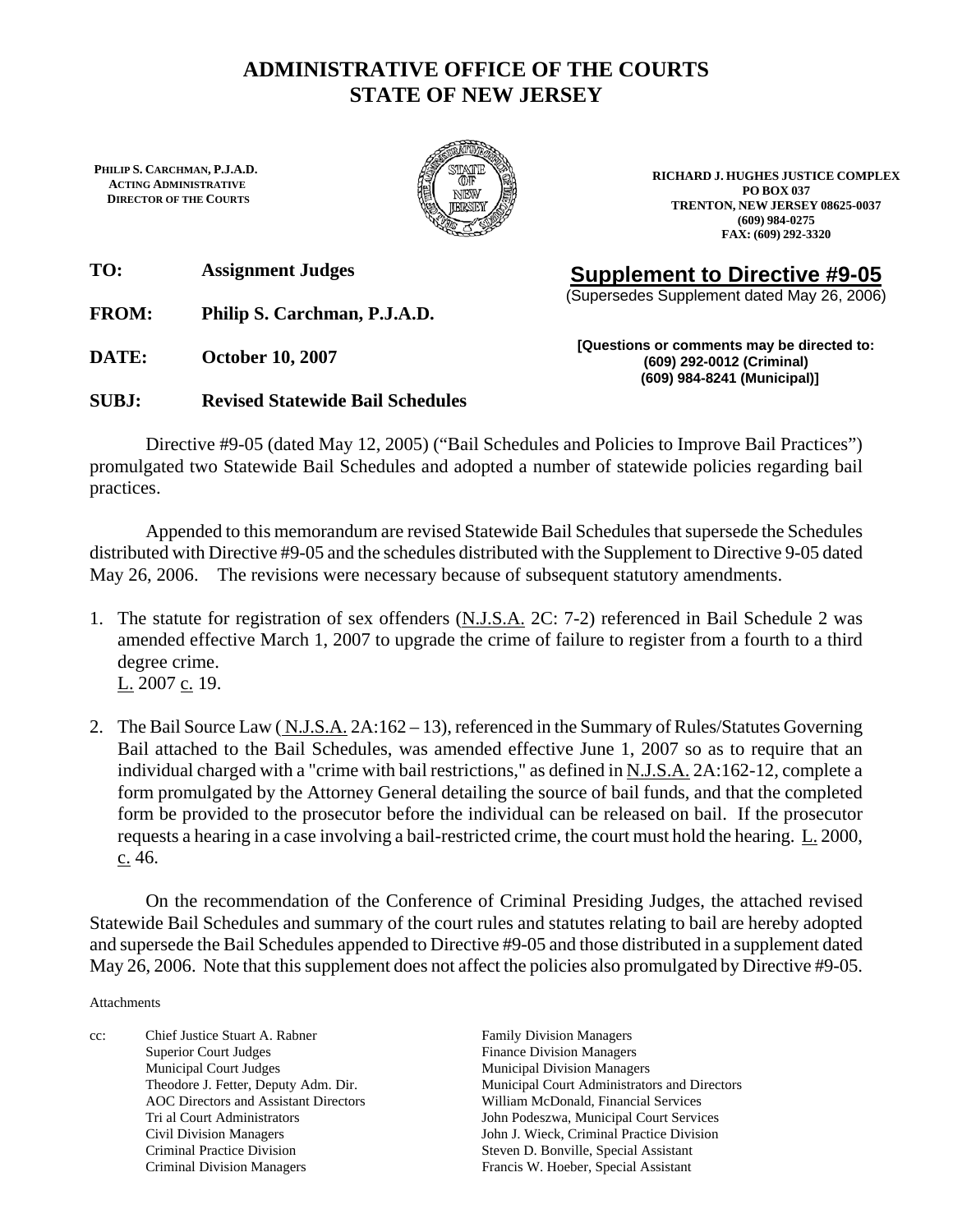# ADMINISTRATIVE OFFICE OF THE COURTS
# STATE OF NEW JERSEY

**PHILIP S. CARCHMAN, P.J.A.D.**
**ACTING ADMINISTRATIVE DIRECTOR OF THE COURTS**

**RICHARD J. HUGHES JUSTICE COMPLEX**
**PO BOX 037**
**TRENTON, NEW JERSEY 08625-0037**
**(609) 984-0275**
**FAX: (609) 292-3320**

**TO:** **Assignment Judges**

**FROM:** **Philip S. Carchman, P.J.A.D.**

**DATE:** **October 10, 2007**

**SUBJ:** **Revised Statewide Bail Schedules**

## Supplement to Directive #9-05

(Supersedes Supplement dated May 26, 2006)

**[Questions or comments may be directed to: (609) 292-0012 (Criminal) (609) 984-8241 (Municipal)]**

Directive #9-05 (dated May 12, 2005) ("Bail Schedules and Policies to Improve Bail Practices") promulgated two Statewide Bail Schedules and adopted a number of statewide policies regarding bail practices.

Appended to this memorandum are revised Statewide Bail Schedules that supersede the Schedules distributed with Directive #9-05 and the schedules distributed with the Supplement to Directive 9-05 dated May 26, 2006. The revisions were necessary because of subsequent statutory amendments.

1. The statute for registration of sex offenders (N.J.S.A. 2C: 7-2) referenced in Bail Schedule 2 was amended effective March 1, 2007 to upgrade the crime of failure to register from a fourth to a third degree crime. L. 2007 c. 19.

2. The Bail Source Law ( N.J.S.A. 2A:162 – 13), referenced in the Summary of Rules/Statutes Governing Bail attached to the Bail Schedules, was amended effective June 1, 2007 so as to require that an individual charged with a "crime with bail restrictions," as defined in N.J.S.A. 2A:162-12, complete a form promulgated by the Attorney General detailing the source of bail funds, and that the completed form be provided to the prosecutor before the individual can be released on bail. If the prosecutor requests a hearing in a case involving a bail-restricted crime, the court must hold the hearing. L. 2000, c. 46.

On the recommendation of the Conference of Criminal Presiding Judges, the attached revised Statewide Bail Schedules and summary of the court rules and statutes relating to bail are hereby adopted and supersede the Bail Schedules appended to Directive #9-05 and those distributed in a supplement dated May 26, 2006. Note that this supplement does not affect the policies also promulgated by Directive #9-05.

Attachments

cc: Chief Justice Stuart A. Rabner
Superior Court Judges
Municipal Court Judges
Theodore J. Fetter, Deputy Adm. Dir.
AOC Directors and Assistant Directors
Tri al Court Administrators
Civil Division Managers
Criminal Practice Division
Criminal Division Managers
Family Division Managers
Finance Division Managers
Municipal Division Managers
Municipal Court Administrators and Directors
William McDonald, Financial Services
John Podeszwa, Municipal Court Services
John J. Wieck, Criminal Practice Division
Steven D. Bonville, Special Assistant
Francis W. Hoeber, Special Assistant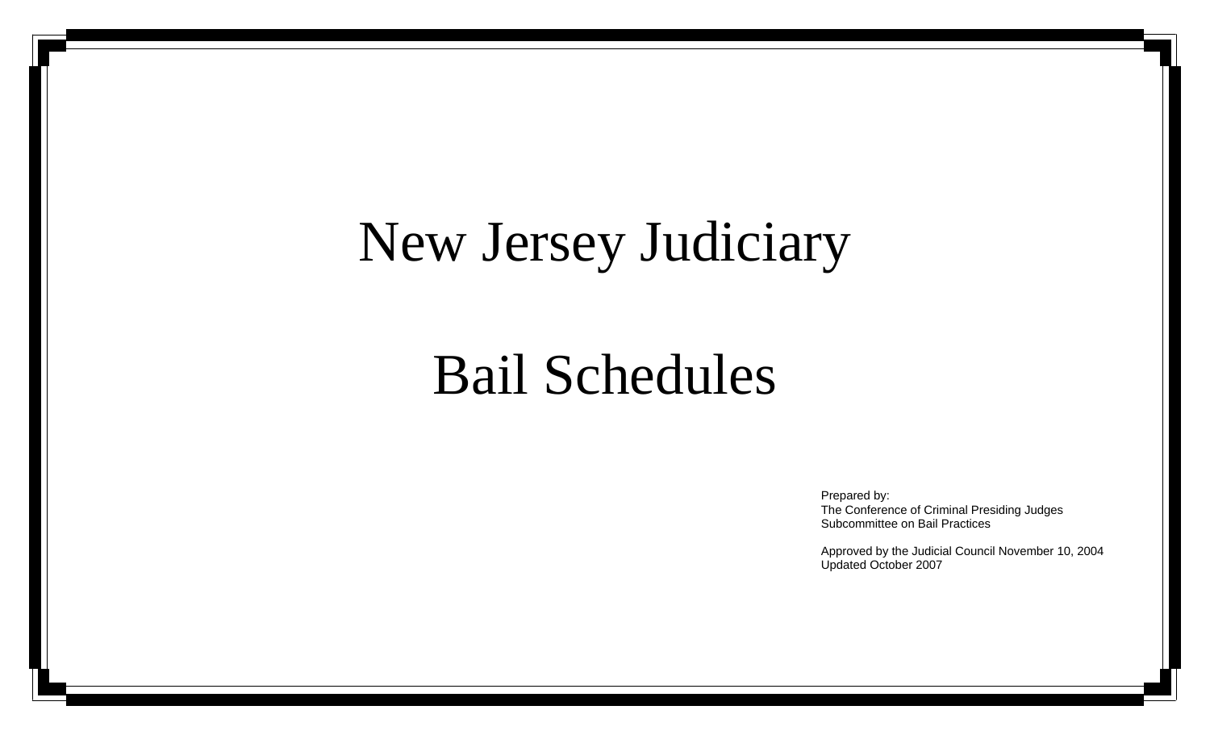# New Jersey Judiciary

# Bail Schedules

Prepared by:
The Conference of Criminal Presiding Judges
Subcommittee on Bail Practices

Approved by the Judicial Council November 10, 2004
Updated October 2007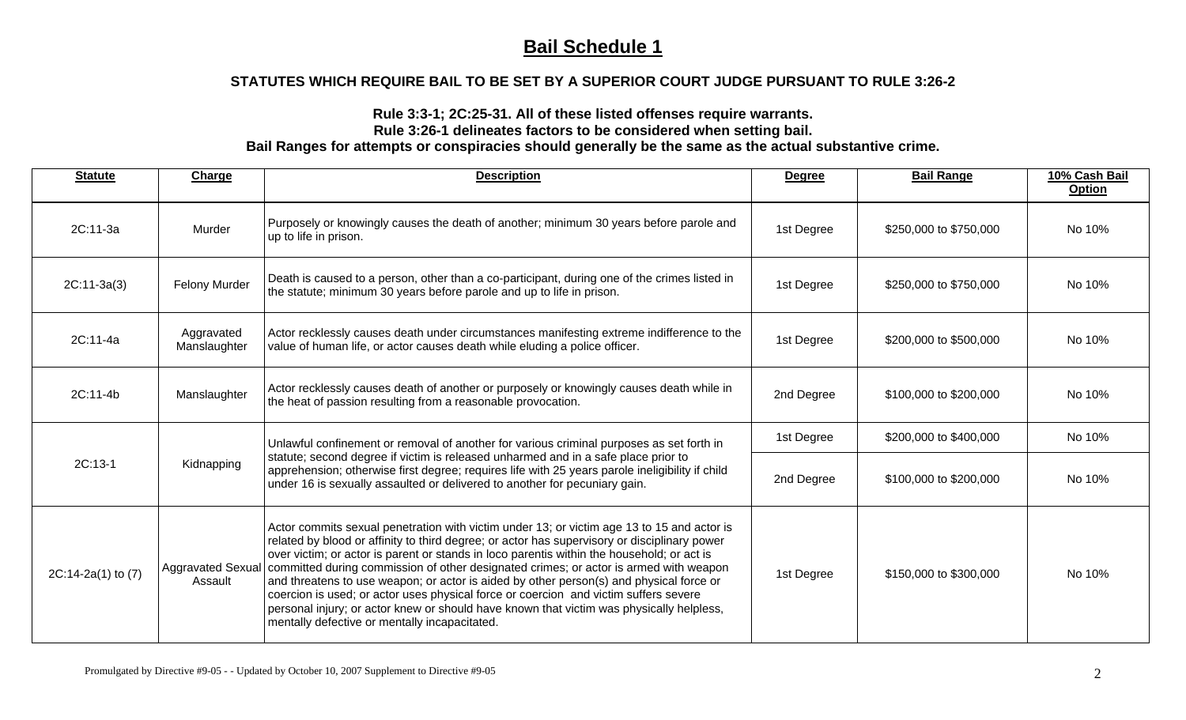# Bail Schedule 1

### STATUTES WHICH REQUIRE BAIL TO BE SET BY A SUPERIOR COURT JUDGE PURSUANT TO RULE 3:26-2

**Rule 3:3-1; 2C:25-31. All of these listed offenses require warrants.**
**Rule 3:26-1 delineates factors to be considered when setting bail.**
**Bail Ranges for attempts or conspiracies should generally be the same as the actual substantive crime.**

| Statute | Charge | Description | Degree | Bail Range | 10% Cash Bail Option |
|---|---|---|---|---|---|
| 2C:11-3a | Murder | Purposely or knowingly causes the death of another; minimum 30 years before parole and up to life in prison. | 1st Degree | $250,000 to $750,000 | No 10% |
| 2C:11-3a(3) | Felony Murder | Death is caused to a person, other than a co-participant, during one of the crimes listed in the statute; minimum 30 years before parole and up to life in prison. | 1st Degree | $250,000 to $750,000 | No 10% |
| 2C:11-4a | Aggravated Manslaughter | Actor recklessly causes death under circumstances manifesting extreme indifference to the value of human life, or actor causes death while eluding a police officer. | 1st Degree | $200,000 to $500,000 | No 10% |
| 2C:11-4b | Manslaughter | Actor recklessly causes death of another or purposely or knowingly causes death while in the heat of passion resulting from a reasonable provocation. | 2nd Degree | $100,000 to $200,000 | No 10% |
| 2C:13-1 | Kidnapping | Unlawful confinement or removal of another for various criminal purposes as set forth in statute; second degree if victim is released unharmed and in a safe place prior to apprehension; otherwise first degree; requires life with 25 years parole ineligibility if child under 16 is sexually assaulted or delivered to another for pecuniary gain. | 1st Degree | $200,000 to $400,000 | No 10% |
| | | | 2nd Degree | $100,000 to $200,000 | No 10% |
| 2C:14-2a(1) to (7) | Aggravated Sexual Assault | Actor commits sexual penetration with victim under 13; or victim age 13 to 15 and actor is related by blood or affinity to third degree; or actor has supervisory or disciplinary power over victim; or actor is parent or stands in loco parentis within the household; or act is committed during commission of other designated crimes; or actor is armed with weapon and threatens to use weapon; or actor is aided by other person(s) and physical force or coercion is used; or actor uses physical force or coercion and victim suffers severe personal injury; or actor knew or should have known that victim was physically helpless, mentally defective or mentally incapacitated. | 1st Degree | $150,000 to $300,000 | No 10% |

Promulgated by Directive #9-05 - - Updated by October 10, 2007 Supplement to Directive #9-05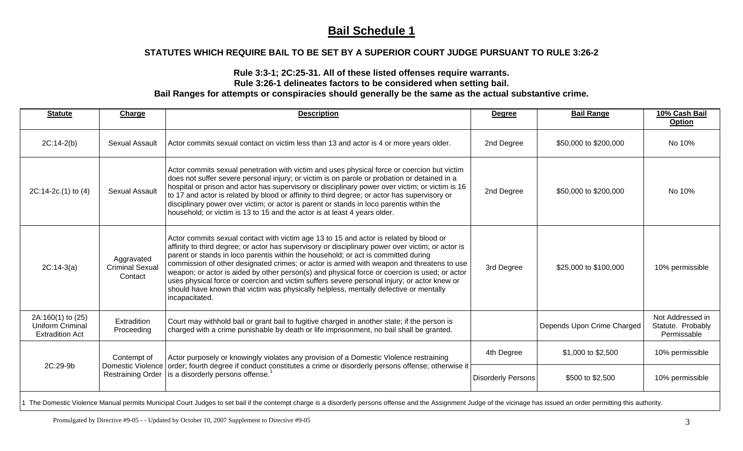# Bail Schedule 1

### STATUTES WHICH REQUIRE BAIL TO BE SET BY A SUPERIOR COURT JUDGE PURSUANT TO RULE 3:26-2

**Rule 3:3-1; 2C:25-31. All of these listed offenses require warrants.**
**Rule 3:26-1 delineates factors to be considered when setting bail.**
**Bail Ranges for attempts or conspiracies should generally be the same as the actual substantive crime.**

| Statute | Charge | Description | Degree | Bail Range | 10% Cash Bail Option |
|---|---|---|---|---|---|
| 2C:14-2(b) | Sexual Assault | Actor commits sexual contact on victim less than 13 and actor is 4 or more years older. | 2nd Degree | $50,000 to $200,000 | No 10% |
| 2C:14-2c.(1) to (4) | Sexual Assault | Actor commits sexual penetration with victim and uses physical force or coercion but victim does not suffer severe personal injury; or victim is on parole or probation or detained in a hospital or prison and actor has supervisory or disciplinary power over victim; or victim is 16 to 17 and actor is related by blood or affinity to third degree; or actor has supervisory or disciplinary power over victim; or actor is parent or stands in loco parentis within the household; or victim is 13 to 15 and the actor is at least 4 years older. | 2nd Degree | $50,000 to $200,000 | No 10% |
| 2C:14-3(a) | Aggravated Criminal Sexual Contact | Actor commits sexual contact with victim age 13 to 15 and actor is related by blood or affinity to third degree; or actor has supervisory or disciplinary power over victim; or actor is parent or stands in loco parentis within the household; or act is committed during commission of other designated crimes; or actor is armed with weapon and threatens to use weapon; or actor is aided by other person(s) and physical force or coercion is used; or actor uses physical force or coercion and victim suffers severe personal injury; or actor knew or should have known that victim was physically helpless, mentally defective or mentally incapacitated. | 3rd Degree | $25,000 to $100,000 | 10% permissible |
| 2A:160(1) to (25) Uniform Criminal Extradition Act | Extradition Proceeding | Court may withhold bail or grant bail to fugitive charged in another state; if the person is charged with a crime punishable by death or life imprisonment, no bail shall be granted. | | Depends Upon Crime Charged | Not Addressed in Statute. Probably Permissable |
| 2C:29-9b | Contempt of Domestic Violence Restraining Order | Actor purposely or knowingly violates any provision of a Domestic Violence restraining order; fourth degree if conduct constitutes a crime or disorderly persons offense; otherwise it is a disorderly persons offense.[1] | 4th Degree | $1,000 to $2,500 | 10% permissible |
| | | | Disorderly Persons | $500 to $2,500 | 10% permissible |

1 The Domestic Violence Manual permits Municipal Court Judges to set bail if the contempt charge is a disorderly persons offense and the Assignment Judge of the vicinage has issued an order permitting this authority.

Promulgated by Directive #9-05 - - Updated by October 10, 2007 Supplement to Directive #9-05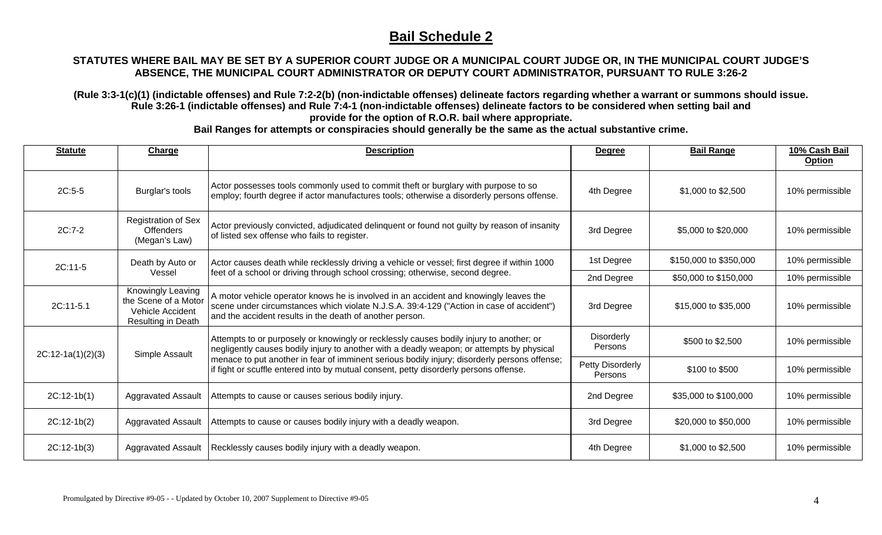## Bail Schedule 2

**STATUTES WHERE BAIL MAY BE SET BY A SUPERIOR COURT JUDGE OR A MUNICIPAL COURT JUDGE OR, IN THE MUNICIPAL COURT JUDGE'S ABSENCE, THE MUNICIPAL COURT ADMINISTRATOR OR DEPUTY COURT ADMINISTRATOR, PURSUANT TO RULE 3:26-2**

**(Rule 3:3-1(c)(1) (indictable offenses) and Rule 7:2-2(b) (non-indictable offenses) delineate factors regarding whether a warrant or summons should issue. Rule 3:26-1 (indictable offenses) and Rule 7:4-1 (non-indictable offenses) delineate factors to be considered when setting bail and provide for the option of R.O.R. bail where appropriate.**

**Bail Ranges for attempts or conspiracies should generally be the same as the actual substantive crime.**

| Statute | Charge | Description | Degree | Bail Range | 10% Cash Bail Option |
|---|---|---|---|---|---|
| 2C:5-5 | Burglar's tools | Actor possesses tools commonly used to commit theft or burglary with purpose to so employ; fourth degree if actor manufactures tools; otherwise a disorderly persons offense. | 4th Degree | $1,000 to $2,500 | 10% permissible |
| 2C:7-2 | Registration of Sex Offenders (Megan's Law) | Actor previously convicted, adjudicated delinquent or found not guilty by reason of insanity of listed sex offense who fails to register. | 3rd Degree | $5,000 to $20,000 | 10% permissible |
| 2C:11-5 | Death by Auto or Vessel | Actor causes death while recklessly driving a vehicle or vessel; first degree if within 1000 feet of a school or driving through school crossing; otherwise, second degree. | 1st Degree | $150,000 to $350,000 | 10% permissible |
| | | | 2nd Degree | $50,000 to $150,000 | 10% permissible |
| 2C:11-5.1 | Knowingly Leaving the Scene of a Motor Vehicle Accident Resulting in Death | A motor vehicle operator knows he is involved in an accident and knowingly leaves the scene under circumstances which violate N.J.S.A. 39:4-129 ("Action in case of accident") and the accident results in the death of another person. | 3rd Degree | $15,000 to $35,000 | 10% permissible |
| 2C:12-1a(1)(2)(3) | Simple Assault | Attempts to or purposely or knowingly or recklessly causes bodily injury to another; or negligently causes bodily injury to another with a deadly weapon; or attempts by physical menace to put another in fear of imminent serious bodily injury; disorderly persons offense; if fight or scuffle entered into by mutual consent, petty disorderly persons offense. | Disorderly Persons | $500 to $2,500 | 10% permissible |
| | | | Petty Disorderly Persons | $100 to $500 | 10% permissible |
| 2C:12-1b(1) | Aggravated Assault | Attempts to cause or causes serious bodily injury. | 2nd Degree | $35,000 to $100,000 | 10% permissible |
| 2C:12-1b(2) | Aggravated Assault | Attempts to cause or causes bodily injury with a deadly weapon. | 3rd Degree | $20,000 to $50,000 | 10% permissible |
| 2C:12-1b(3) | Aggravated Assault | Recklessly causes bodily injury with a deadly weapon. | 4th Degree | $1,000 to $2,500 | 10% permissible |

Promulgated by Directive #9-05 - - Updated by October 10, 2007 Supplement to Directive #9-05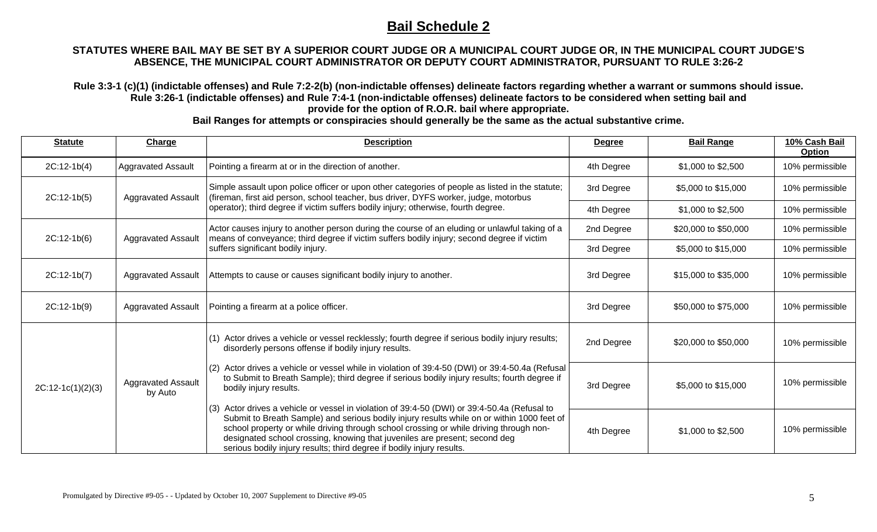# Bail Schedule 2

**STATUTES WHERE BAIL MAY BE SET BY A SUPERIOR COURT JUDGE OR A MUNICIPAL COURT JUDGE OR, IN THE MUNICIPAL COURT JUDGE'S ABSENCE, THE MUNICIPAL COURT ADMINISTRATOR OR DEPUTY COURT ADMINISTRATOR, PURSUANT TO RULE 3:26-2**

**Rule 3:3-1 (c)(1) (indictable offenses) and Rule 7:2-2(b) (non-indictable offenses) delineate factors regarding whether a warrant or summons should issue. Rule 3:26-1 (indictable offenses) and Rule 7:4-1 (non-indictable offenses) delineate factors to be considered when setting bail and provide for the option of R.O.R. bail where appropriate.**

**Bail Ranges for attempts or conspiracies should generally be the same as the actual substantive crime.**

| Statute | Charge | Description | Degree | Bail Range | 10% Cash Bail Option |
|---|---|---|---|---|---|
| 2C:12-1b(4) | Aggravated Assault | Pointing a firearm at or in the direction of another. | 4th Degree | $1,000 to $2,500 | 10% permissible |
| 2C:12-1b(5) | Aggravated Assault | Simple assault upon police officer or upon other categories of people as listed in the statute; (fireman, first aid person, school teacher, bus driver, DYFS worker, judge, motorbus operator); third degree if victim suffers bodily injury; otherwise, fourth degree. | 3rd Degree | $5,000 to $15,000 | 10% permissible |
| | | | 4th Degree | $1,000 to $2,500 | 10% permissible |
| 2C:12-1b(6) | Aggravated Assault | Actor causes injury to another person during the course of an eluding or unlawful taking of a means of conveyance; third degree if victim suffers bodily injury; second degree if victim suffers significant bodily injury. | 2nd Degree | $20,000 to $50,000 | 10% permissible |
| | | | 3rd Degree | $5,000 to $15,000 | 10% permissible |
| 2C:12-1b(7) | Aggravated Assault | Attempts to cause or causes significant bodily injury to another. | 3rd Degree | $15,000 to $35,000 | 10% permissible |
| 2C:12-1b(9) | Aggravated Assault | Pointing a firearm at a police officer. | 3rd Degree | $50,000 to $75,000 | 10% permissible |
| 2C:12-1c(1)(2)(3) | Aggravated Assault by Auto | (1) Actor drives a vehicle or vessel recklessly; fourth degree if serious bodily injury results; disorderly persons offense if bodily injury results. | 2nd Degree | $20,000 to $50,000 | 10% permissible |
| | | (2) Actor drives a vehicle or vessel while in violation of 39:4-50 (DWI) or 39:4-50.4a (Refusal to Submit to Breath Sample); third degree if serious bodily injury results; fourth degree if bodily injury results. | 3rd Degree | $5,000 to $15,000 | 10% permissible |
| | | (3) Actor drives a vehicle or vessel in violation of 39:4-50 (DWI) or 39:4-50.4a (Refusal to Submit to Breath Sample) and serious bodily injury results while on or within 1000 feet of school property or while driving through school crossing or while driving through non-designated school crossing, knowing that juveniles are present; second deg serious bodily injury results; third degree if bodily injury results. | 4th Degree | $1,000 to $2,500 | 10% permissible |

Promulgated by Directive #9-05 - - Updated by October 10, 2007 Supplement to Directive #9-05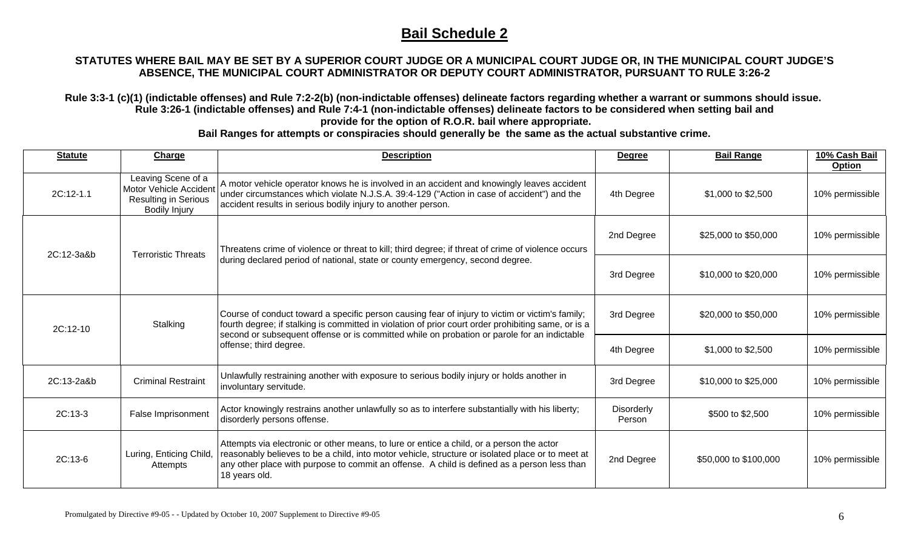# Bail Schedule 2

**STATUTES WHERE BAIL MAY BE SET BY A SUPERIOR COURT JUDGE OR A MUNICIPAL COURT JUDGE OR, IN THE MUNICIPAL COURT JUDGE'S ABSENCE, THE MUNICIPAL COURT ADMINISTRATOR OR DEPUTY COURT ADMINISTRATOR, PURSUANT TO RULE 3:26-2**

**Rule 3:3-1 (c)(1) (indictable offenses) and Rule 7:2-2(b) (non-indictable offenses) delineate factors regarding whether a warrant or summons should issue. Rule 3:26-1 (indictable offenses) and Rule 7:4-1 (non-indictable offenses) delineate factors to be considered when setting bail and provide for the option of R.O.R. bail where appropriate.**

**Bail Ranges for attempts or conspiracies should generally be the same as the actual substantive crime.**

| Statute | Charge | Description | Degree | Bail Range | 10% Cash Bail Option |
|---|---|---|---|---|---|
| 2C:12-1.1 | Leaving Scene of a Motor Vehicle Accident Resulting in Serious Bodily Injury | A motor vehicle operator knows he is involved in an accident and knowingly leaves accident under circumstances which violate N.J.S.A. 39:4-129 ("Action in case of accident") and the accident results in serious bodily injury to another person. | 4th Degree | $1,000 to $2,500 | 10% permissible |
| 2C:12-3a&b | Terroristic Threats | Threatens crime of violence or threat to kill; third degree; if threat of crime of violence occurs during declared period of national, state or county emergency, second degree. | 2nd Degree | $25,000 to $50,000 | 10% permissible |
| | | | 3rd Degree | $10,000 to $20,000 | 10% permissible |
| 2C:12-10 | Stalking | Course of conduct toward a specific person causing fear of injury to victim or victim's family; fourth degree; if stalking is committed in violation of prior court order prohibiting same, or is a second or subsequent offense or is committed while on probation or parole for an indictable offense; third degree. | 3rd Degree | $20,000 to $50,000 | 10% permissible |
| | | | 4th Degree | $1,000 to $2,500 | 10% permissible |
| 2C:13-2a&b | Criminal Restraint | Unlawfully restraining another with exposure to serious bodily injury or holds another in involuntary servitude. | 3rd Degree | $10,000 to $25,000 | 10% permissible |
| 2C:13-3 | False Imprisonment | Actor knowingly restrains another unlawfully so as to interfere substantially with his liberty; disorderly persons offense. | Disorderly Person | $500 to $2,500 | 10% permissible |
| 2C:13-6 | Luring, Enticing Child, Attempts | Attempts via electronic or other means, to lure or entice a child, or a person the actor reasonably believes to be a child, into motor vehicle, structure or isolated place or to meet at any other place with purpose to commit an offense. A child is defined as a person less than 18 years old. | 2nd Degree | $50,000 to $100,000 | 10% permissible |

Promulgated by Directive #9-05 - - Updated by October 10, 2007 Supplement to Directive #9-05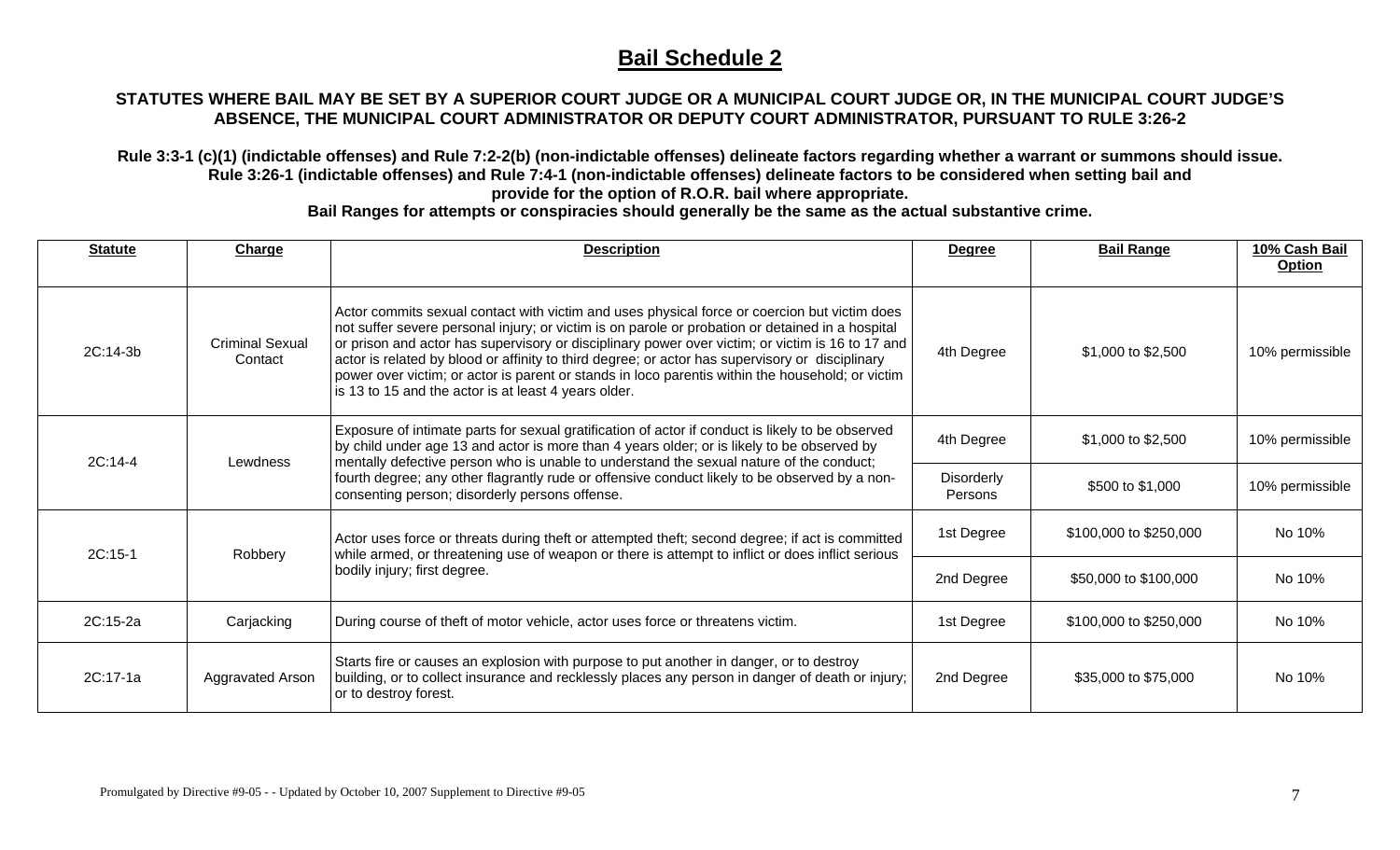# Bail Schedule 2

**STATUTES WHERE BAIL MAY BE SET BY A SUPERIOR COURT JUDGE OR A MUNICIPAL COURT JUDGE OR, IN THE MUNICIPAL COURT JUDGE'S ABSENCE, THE MUNICIPAL COURT ADMINISTRATOR OR DEPUTY COURT ADMINISTRATOR, PURSUANT TO RULE 3:26-2**

**Rule 3:3-1 (c)(1) (indictable offenses) and Rule 7:2-2(b) (non-indictable offenses) delineate factors regarding whether a warrant or summons should issue. Rule 3:26-1 (indictable offenses) and Rule 7:4-1 (non-indictable offenses) delineate factors to be considered when setting bail and provide for the option of R.O.R. bail where appropriate.**

**Bail Ranges for attempts or conspiracies should generally be the same as the actual substantive crime.**

| Statute | Charge | Description | Degree | Bail Range | 10% Cash Bail Option |
|---|---|---|---|---|---|
| 2C:14-3b | Criminal Sexual Contact | Actor commits sexual contact with victim and uses physical force or coercion but victim does not suffer severe personal injury; or victim is on parole or probation or detained in a hospital or prison and actor has supervisory or disciplinary power over victim; or victim is 16 to 17 and actor is related by blood or affinity to third degree; or actor has supervisory or disciplinary power over victim; or actor is parent or stands in loco parentis within the household; or victim is 13 to 15 and the actor is at least 4 years older. | 4th Degree | $1,000 to $2,500 | 10% permissible |
| 2C:14-4 | Lewdness | Exposure of intimate parts for sexual gratification of actor if conduct is likely to be observed by child under age 13 and actor is more than 4 years older; or is likely to be observed by mentally defective person who is unable to understand the sexual nature of the conduct; fourth degree; any other flagrantly rude or offensive conduct likely to be observed by a non-consenting person; disorderly persons offense. | 4th Degree | $1,000 to $2,500 | 10% permissible |
| | | | Disorderly Persons | $500 to $1,000 | 10% permissible |
| 2C:15-1 | Robbery | Actor uses force or threats during theft or attempted theft; second degree; if act is committed while armed, or threatening use of weapon or there is attempt to inflict or does inflict serious bodily injury; first degree. | 1st Degree | $100,000 to $250,000 | No 10% |
| | | | 2nd Degree | $50,000 to $100,000 | No 10% |
| 2C:15-2a | Carjacking | During course of theft of motor vehicle, actor uses force or threatens victim. | 1st Degree | $100,000 to $250,000 | No 10% |
| 2C:17-1a | Aggravated Arson | Starts fire or causes an explosion with purpose to put another in danger, or to destroy building, or to collect insurance and recklessly places any person in danger of death or injury; or to destroy forest. | 2nd Degree | $35,000 to $75,000 | No 10% |

Promulgated by Directive #9-05 - - Updated by October 10, 2007 Supplement to Directive #9-05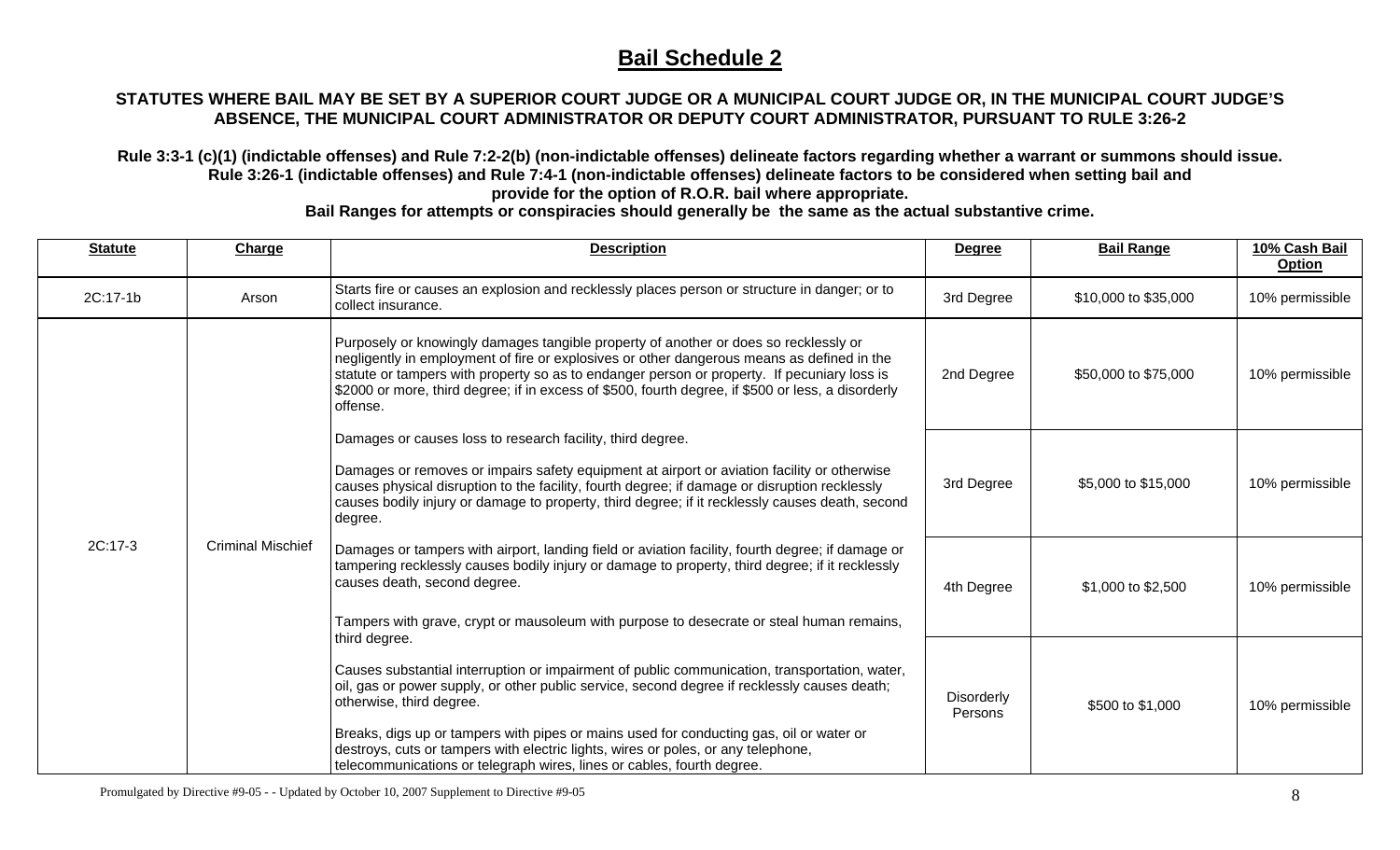# Bail Schedule 2

**STATUTES WHERE BAIL MAY BE SET BY A SUPERIOR COURT JUDGE OR A MUNICIPAL COURT JUDGE OR, IN THE MUNICIPAL COURT JUDGE'S ABSENCE, THE MUNICIPAL COURT ADMINISTRATOR OR DEPUTY COURT ADMINISTRATOR, PURSUANT TO RULE 3:26-2**

**Rule 3:3-1 (c)(1) (indictable offenses) and Rule 7:2-2(b) (non-indictable offenses) delineate factors regarding whether a warrant or summons should issue. Rule 3:26-1 (indictable offenses) and Rule 7:4-1 (non-indictable offenses) delineate factors to be considered when setting bail and provide for the option of R.O.R. bail where appropriate.**

**Bail Ranges for attempts or conspiracies should generally be the same as the actual substantive crime.**

| Statute | Charge | Description | Degree | Bail Range | 10% Cash Bail Option |
|---|---|---|---|---|---|
| 2C:17-1b | Arson | Starts fire or causes an explosion and recklessly places person or structure in danger; or to collect insurance. | 3rd Degree | $10,000 to $35,000 | 10% permissible |
| 2C:17-3 | Criminal Mischief | Purposely or knowingly damages tangible property of another or does so recklessly or negligently in employment of fire or explosives or other dangerous means as defined in the statute or tampers with property so as to endanger person or property. If pecuniary loss is $2000 or more, third degree; if in excess of $500, fourth degree, if $500 or less, a disorderly offense.<br><br>Damages or causes loss to research facility, third degree.<br><br>Damages or removes or impairs safety equipment at airport or aviation facility or otherwise causes physical disruption to the facility, fourth degree; if damage or disruption recklessly causes bodily injury or damage to property, third degree; if it recklessly causes death, second degree.<br><br>Damages or tampers with airport, landing field or aviation facility, fourth degree; if damage or tampering recklessly causes bodily injury or damage to property, third degree; if it recklessly causes death, second degree.<br><br>Tampers with grave, crypt or mausoleum with purpose to desecrate or steal human remains, third degree.<br><br>Causes substantial interruption or impairment of public communication, transportation, water, oil, gas or power supply, or other public service, second degree if recklessly causes death; otherwise, third degree.<br><br>Breaks, digs up or tampers with pipes or mains used for conducting gas, oil or water or destroys, cuts or tampers with electric lights, wires or poles, or any telephone, telecommunications or telegraph wires, lines or cables, fourth degree. | 2nd Degree | $50,000 to $75,000 | 10% permissible |
| | | | 3rd Degree | $5,000 to $15,000 | 10% permissible |
| | | | 4th Degree | $1,000 to $2,500 | 10% permissible |
| | | | Disorderly Persons | $500 to $1,000 | 10% permissible |

Promulgated by Directive #9-05 - - Updated by October 10, 2007 Supplement to Directive #9-05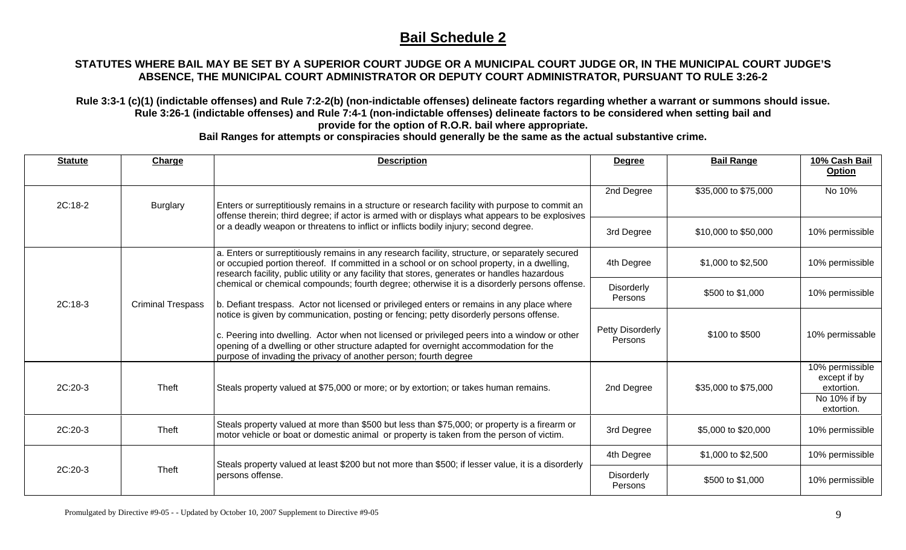# Bail Schedule 2

**STATUTES WHERE BAIL MAY BE SET BY A SUPERIOR COURT JUDGE OR A MUNICIPAL COURT JUDGE OR, IN THE MUNICIPAL COURT JUDGE'S ABSENCE, THE MUNICIPAL COURT ADMINISTRATOR OR DEPUTY COURT ADMINISTRATOR, PURSUANT TO RULE 3:26-2**

**Rule 3:3-1 (c)(1) (indictable offenses) and Rule 7:2-2(b) (non-indictable offenses) delineate factors regarding whether a warrant or summons should issue. Rule 3:26-1 (indictable offenses) and Rule 7:4-1 (non-indictable offenses) delineate factors to be considered when setting bail and provide for the option of R.O.R. bail where appropriate.**

**Bail Ranges for attempts or conspiracies should generally be the same as the actual substantive crime.**

| Statute | Charge | Description | Degree | Bail Range | 10% Cash Bail Option |
|---|---|---|---|---|---|
| 2C:18-2 | Burglary | Enters or surreptitiously remains in a structure or research facility with purpose to commit an offense therein; third degree; if actor is armed with or displays what appears to be explosives or a deadly weapon or threatens to inflict or inflicts bodily injury; second degree. | 2nd Degree | $35,000 to $75,000 | No 10% |
| | | | 3rd Degree | $10,000 to $50,000 | 10% permissible |
| 2C:18-3 | Criminal Trespass | a. Enters or surreptitiously remains in any research facility, structure, or separately secured or occupied portion thereof. If committed in a school or on school property, in a dwelling, research facility, public utility or any facility that stores, generates or handles hazardous chemical or chemical compounds; fourth degree; otherwise it is a disorderly persons offense.<br><br>b. Defiant trespass. Actor not licensed or privileged enters or remains in any place where notice is given by communication, posting or fencing; petty disorderly persons offense.<br><br>c. Peering into dwelling. Actor when not licensed or privileged peers into a window or other opening of a dwelling or other structure adapted for overnight accommodation for the purpose of invading the privacy of another person; fourth degree | 4th Degree | $1,000 to $2,500 | 10% permissible |
| | | | Disorderly Persons | $500 to $1,000 | 10% permissible |
| | | | Petty Disorderly Persons | $100 to $500 | 10% permissable |
| 2C:20-3 | Theft | Steals property valued at $75,000 or more; or by extortion; or takes human remains. | 2nd Degree | $35,000 to $75,000 | 10% permissible except if by extortion.<br>No 10% if by extortion. |
| 2C:20-3 | Theft | Steals property valued at more than $500 but less than $75,000; or property is a firearm or motor vehicle or boat or domestic animal or property is taken from the person of victim. | 3rd Degree | $5,000 to $20,000 | 10% permissible |
| 2C:20-3 | Theft | Steals property valued at least $200 but not more than $500; if lesser value, it is a disorderly persons offense. | 4th Degree | $1,000 to $2,500 | 10% permissible |
| | | | Disorderly Persons | $500 to $1,000 | 10% permissible |

Promulgated by Directive #9-05 - - Updated by October 10, 2007 Supplement to Directive #9-05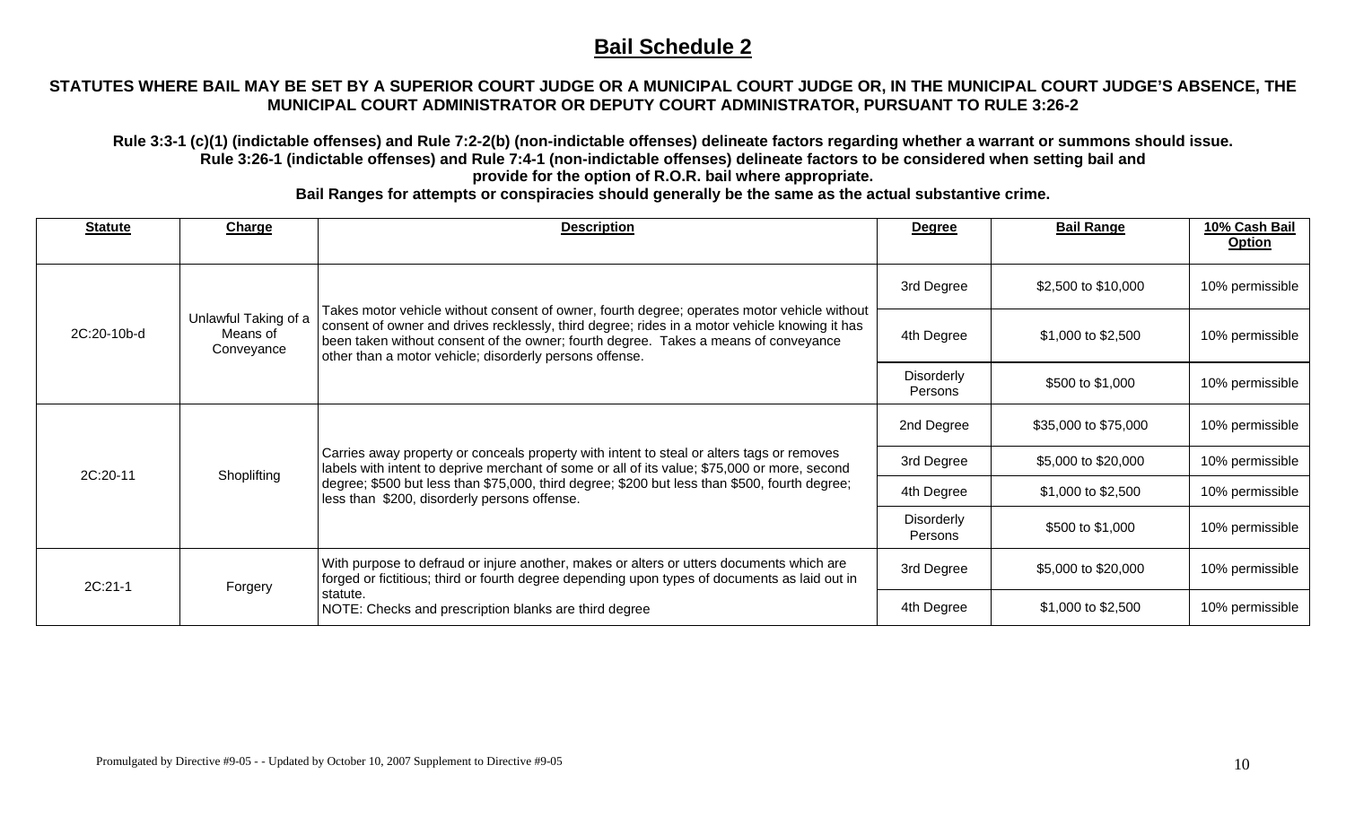# Bail Schedule 2

**STATUTES WHERE BAIL MAY BE SET BY A SUPERIOR COURT JUDGE OR A MUNICIPAL COURT JUDGE OR, IN THE MUNICIPAL COURT JUDGE'S ABSENCE, THE MUNICIPAL COURT ADMINISTRATOR OR DEPUTY COURT ADMINISTRATOR, PURSUANT TO RULE 3:26-2**

**Rule 3:3-1 (c)(1) (indictable offenses) and Rule 7:2-2(b) (non-indictable offenses) delineate factors regarding whether a warrant or summons should issue. Rule 3:26-1 (indictable offenses) and Rule 7:4-1 (non-indictable offenses) delineate factors to be considered when setting bail and provide for the option of R.O.R. bail where appropriate.**

**Bail Ranges for attempts or conspiracies should generally be the same as the actual substantive crime.**

| Statute | Charge | Description | Degree | Bail Range | 10% Cash Bail Option |
|---|---|---|---|---|---|
| 2C:20-10b-d | Unlawful Taking of a Means of Conveyance | Takes motor vehicle without consent of owner, fourth degree; operates motor vehicle without consent of owner and drives recklessly, third degree; rides in a motor vehicle knowing it has been taken without consent of the owner; fourth degree. Takes a means of conveyance other than a motor vehicle; disorderly persons offense. | 3rd Degree | $2,500 to $10,000 | 10% permissible |
| | | | 4th Degree | $1,000 to $2,500 | 10% permissible |
| | | | Disorderly Persons | $500 to $1,000 | 10% permissible |
| 2C:20-11 | Shoplifting | Carries away property or conceals property with intent to steal or alters tags or removes labels with intent to deprive merchant of some or all of its value; $75,000 or more, second degree; $500 but less than $75,000, third degree; $200 but less than $500, fourth degree; less than $200, disorderly persons offense. | 2nd Degree | $35,000 to $75,000 | 10% permissible |
| | | | 3rd Degree | $5,000 to $20,000 | 10% permissible |
| | | | 4th Degree | $1,000 to $2,500 | 10% permissible |
| | | | Disorderly Persons | $500 to $1,000 | 10% permissible |
| 2C:21-1 | Forgery | With purpose to defraud or injure another, makes or alters or utters documents which are forged or fictitious; third or fourth degree depending upon types of documents as laid out in statute.<br>NOTE: Checks and prescription blanks are third degree | 3rd Degree | $5,000 to $20,000 | 10% permissible |
| | | | 4th Degree | $1,000 to $2,500 | 10% permissible |

Promulgated by Directive #9-05 - - Updated by October 10, 2007 Supplement to Directive #9-05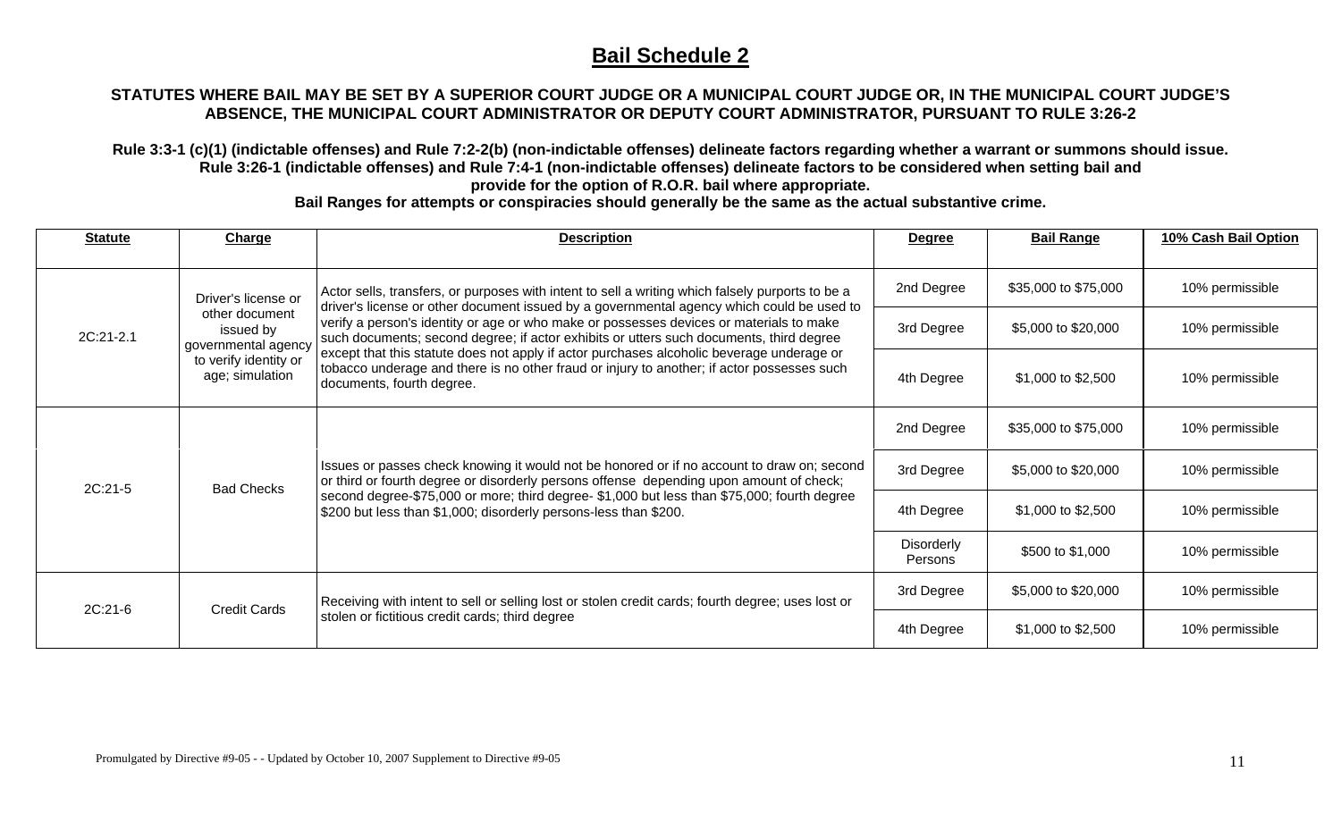# Bail Schedule 2

**STATUTES WHERE BAIL MAY BE SET BY A SUPERIOR COURT JUDGE OR A MUNICIPAL COURT JUDGE OR, IN THE MUNICIPAL COURT JUDGE'S ABSENCE, THE MUNICIPAL COURT ADMINISTRATOR OR DEPUTY COURT ADMINISTRATOR, PURSUANT TO RULE 3:26-2**

**Rule 3:3-1 (c)(1) (indictable offenses) and Rule 7:2-2(b) (non-indictable offenses) delineate factors regarding whether a warrant or summons should issue.**
**Rule 3:26-1 (indictable offenses) and Rule 7:4-1 (non-indictable offenses) delineate factors to be considered when setting bail and provide for the option of R.O.R. bail where appropriate.**
**Bail Ranges for attempts or conspiracies should generally be the same as the actual substantive crime.**

| Statute | Charge | Description | Degree | Bail Range | 10% Cash Bail Option |
|---|---|---|---|---|---|
| 2C:21-2.1 | Driver's license or other document issued by governmental agency to verify identity or age; simulation | Actor sells, transfers, or purposes with intent to sell a writing which falsely purports to be a driver's license or other document issued by a governmental agency which could be used to verify a person's identity or age or who make or possesses devices or materials to make such documents; second degree; if actor exhibits or utters such documents, third degree except that this statute does not apply if actor purchases alcoholic beverage underage or tobacco underage and there is no other fraud or injury to another; if actor possesses such documents, fourth degree. | 2nd Degree | \$35,000 to \$75,000 | 10% permissible |
| | | | 3rd Degree | \$5,000 to \$20,000 | 10% permissible |
| | | | 4th Degree | \$1,000 to \$2,500 | 10% permissible |
| 2C:21-5 | Bad Checks | Issues or passes check knowing it would not be honored or if no account to draw on; second or third or fourth degree or disorderly persons offense depending upon amount of check; second degree-\$75,000 or more; third degree- \$1,000 but less than \$75,000; fourth degree \$200 but less than \$1,000; disorderly persons-less than \$200. | 2nd Degree | \$35,000 to \$75,000 | 10% permissible |
| | | | 3rd Degree | \$5,000 to \$20,000 | 10% permissible |
| | | | 4th Degree | \$1,000 to \$2,500 | 10% permissible |
| | | | Disorderly Persons | \$500 to \$1,000 | 10% permissible |
| 2C:21-6 | Credit Cards | Receiving with intent to sell or selling lost or stolen credit cards; fourth degree; uses lost or stolen or fictitious credit cards; third degree | 3rd Degree | \$5,000 to \$20,000 | 10% permissible |
| | | | 4th Degree | \$1,000 to \$2,500 | 10% permissible |

Promulgated by Directive #9-05 - - Updated by October 10, 2007 Supplement to Directive #9-05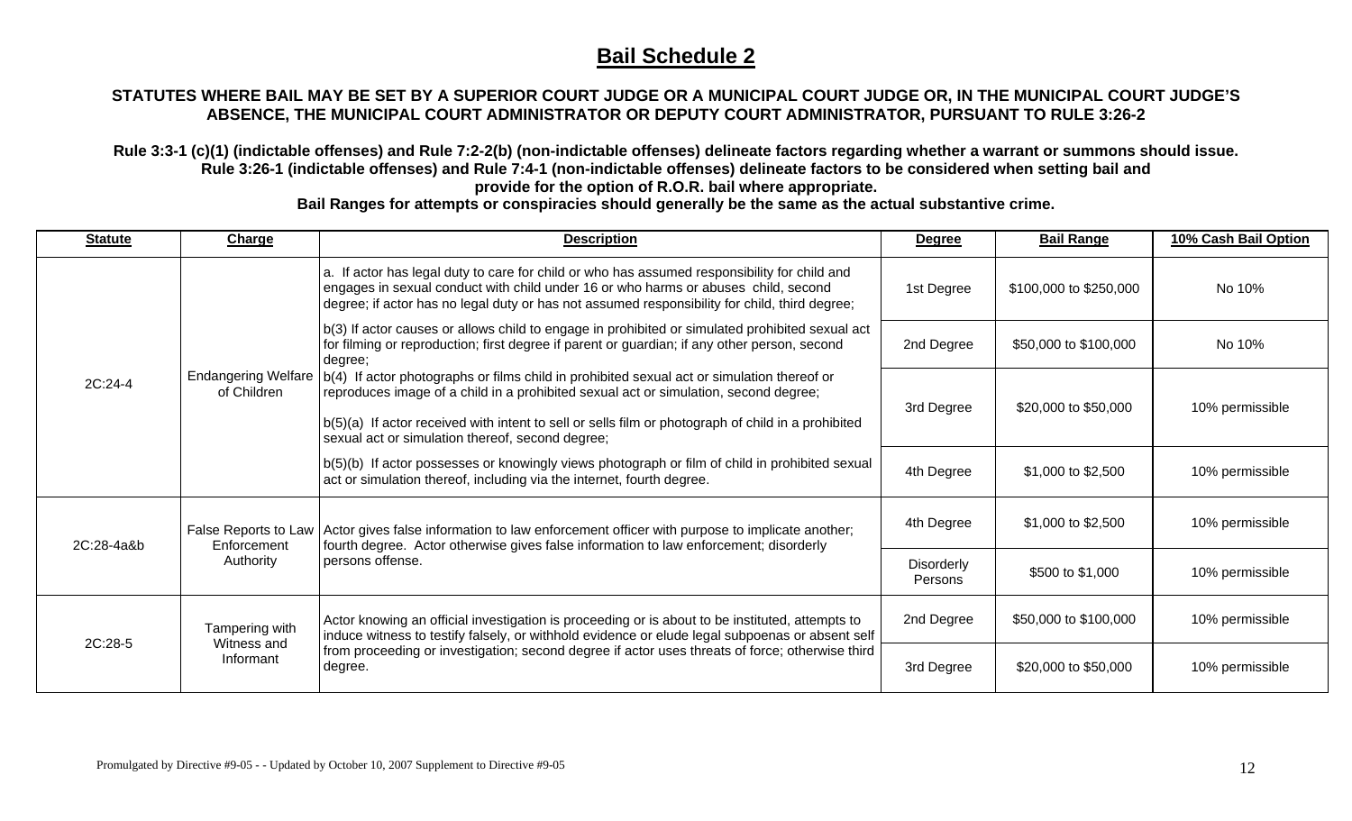# Bail Schedule 2

**STATUTES WHERE BAIL MAY BE SET BY A SUPERIOR COURT JUDGE OR A MUNICIPAL COURT JUDGE OR, IN THE MUNICIPAL COURT JUDGE'S ABSENCE, THE MUNICIPAL COURT ADMINISTRATOR OR DEPUTY COURT ADMINISTRATOR, PURSUANT TO RULE 3:26-2**

**Rule 3:3-1 (c)(1) (indictable offenses) and Rule 7:2-2(b) (non-indictable offenses) delineate factors regarding whether a warrant or summons should issue. Rule 3:26-1 (indictable offenses) and Rule 7:4-1 (non-indictable offenses) delineate factors to be considered when setting bail and provide for the option of R.O.R. bail where appropriate.**

**Bail Ranges for attempts or conspiracies should generally be the same as the actual substantive crime.**

| Statute | Charge | Description | Degree | Bail Range | 10% Cash Bail Option |
|---|---|---|---|---|---|
| 2C:24-4 | Endangering Welfare of Children | a. If actor has legal duty to care for child or who has assumed responsibility for child and engages in sexual conduct with child under 16 or who harms or abuses child, second degree; if actor has no legal duty or has not assumed responsibility for child, third degree; | 1st Degree | \$100,000 to \$250,000 | No 10% |
| | | b(3) If actor causes or allows child to engage in prohibited or simulated prohibited sexual act for filming or reproduction; first degree if parent or guardian; if any other person, second degree; | 2nd Degree | \$50,000 to \$100,000 | No 10% |
| | | b(4) If actor photographs or films child in prohibited sexual act or simulation thereof or reproduces image of a child in a prohibited sexual act or simulation, second degree; b(5)(a) If actor received with intent to sell or sells film or photograph of child in a prohibited sexual act or simulation thereof, second degree; | 3rd Degree | \$20,000 to \$50,000 | 10% permissible |
| | | b(5)(b) If actor possesses or knowingly views photograph or film of child in prohibited sexual act or simulation thereof, including via the internet, fourth degree. | 4th Degree | \$1,000 to \$2,500 | 10% permissible |
| 2C:28-4a&b | False Reports to Law Enforcement Authority | Actor gives false information to law enforcement officer with purpose to implicate another; fourth degree. Actor otherwise gives false information to law enforcement; disorderly persons offense. | 4th Degree | \$1,000 to \$2,500 | 10% permissible |
| | | | Disorderly Persons | \$500 to \$1,000 | 10% permissible |
| 2C:28-5 | Tampering with Witness and Informant | Actor knowing an official investigation is proceeding or is about to be instituted, attempts to induce witness to testify falsely, or withhold evidence or elude legal subpoenas or absent self from proceeding or investigation; second degree if actor uses threats of force; otherwise third degree. | 2nd Degree | \$50,000 to \$100,000 | 10% permissible |
| | | | 3rd Degree | \$20,000 to \$50,000 | 10% permissible |

Promulgated by Directive #9-05 - - Updated by October 10, 2007 Supplement to Directive #9-05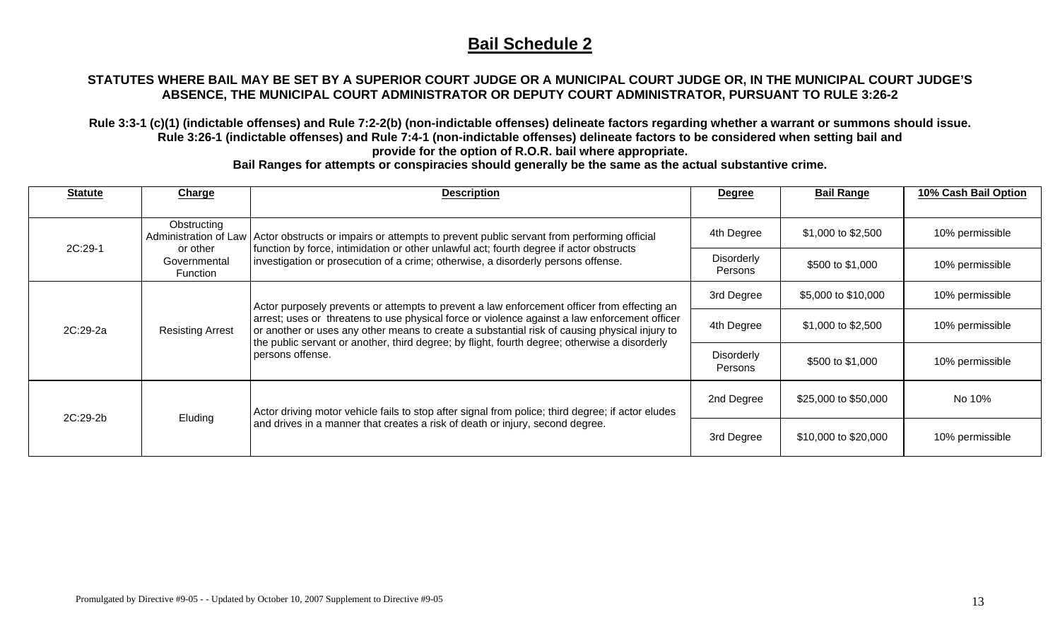# Bail Schedule 2

**STATUTES WHERE BAIL MAY BE SET BY A SUPERIOR COURT JUDGE OR A MUNICIPAL COURT JUDGE OR, IN THE MUNICIPAL COURT JUDGE'S ABSENCE, THE MUNICIPAL COURT ADMINISTRATOR OR DEPUTY COURT ADMINISTRATOR, PURSUANT TO RULE 3:26-2**

**Rule 3:3-1 (c)(1) (indictable offenses) and Rule 7:2-2(b) (non-indictable offenses) delineate factors regarding whether a warrant or summons should issue. Rule 3:26-1 (indictable offenses) and Rule 7:4-1 (non-indictable offenses) delineate factors to be considered when setting bail and provide for the option of R.O.R. bail where appropriate.**

**Bail Ranges for attempts or conspiracies should generally be the same as the actual substantive crime.**

| Statute | Charge | Description | Degree | Bail Range | 10% Cash Bail Option |
|---|---|---|---|---|---|
| 2C:29-1 | Obstructing Administration of Law or other Governmental Function | Actor obstructs or impairs or attempts to prevent public servant from performing official function by force, intimidation or other unlawful act; fourth degree if actor obstructs investigation or prosecution of a crime; otherwise, a disorderly persons offense. | 4th Degree | $1,000 to $2,500 | 10% permissible |
| | | | Disorderly Persons | $500 to $1,000 | 10% permissible |
| 2C:29-2a | Resisting Arrest | Actor purposely prevents or attempts to prevent a law enforcement officer from effecting an arrest; uses or threatens to use physical force or violence against a law enforcement officer or another or uses any other means to create a substantial risk of causing physical injury to the public servant or another, third degree; by flight, fourth degree; otherwise a disorderly persons offense. | 3rd Degree | $5,000 to $10,000 | 10% permissible |
| | | | 4th Degree | $1,000 to $2,500 | 10% permissible |
| | | | Disorderly Persons | $500 to $1,000 | 10% permissible |
| 2C:29-2b | Eluding | Actor driving motor vehicle fails to stop after signal from police; third degree; if actor eludes and drives in a manner that creates a risk of death or injury, second degree. | 2nd Degree | $25,000 to $50,000 | No 10% |
| | | | 3rd Degree | $10,000 to $20,000 | 10% permissible |

Promulgated by Directive #9-05 - - Updated by October 10, 2007 Supplement to Directive #9-05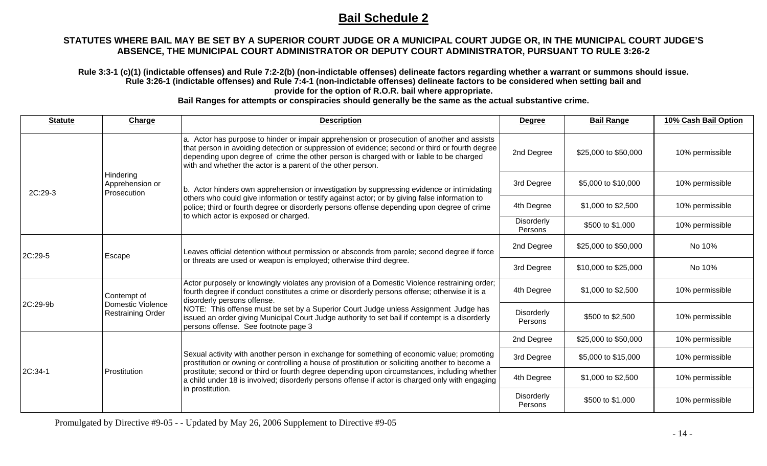# Bail Schedule 2

**STATUTES WHERE BAIL MAY BE SET BY A SUPERIOR COURT JUDGE OR A MUNICIPAL COURT JUDGE OR, IN THE MUNICIPAL COURT JUDGE'S ABSENCE, THE MUNICIPAL COURT ADMINISTRATOR OR DEPUTY COURT ADMINISTRATOR, PURSUANT TO RULE 3:26-2**

**Rule 3:3-1 (c)(1) (indictable offenses) and Rule 7:2-2(b) (non-indictable offenses) delineate factors regarding whether a warrant or summons should issue.**
**Rule 3:26-1 (indictable offenses) and Rule 7:4-1 (non-indictable offenses) delineate factors to be considered when setting bail and provide for the option of R.O.R. bail where appropriate.**
**Bail Ranges for attempts or conspiracies should generally be the same as the actual substantive crime.**

| Statute | Charge | Description | Degree | Bail Range | 10% Cash Bail Option |
|---|---|---|---|---|---|
| 2C:29-3 | Hindering Apprehension or Prosecution | a. Actor has purpose to hinder or impair apprehension or prosecution of another and assists that person in avoiding detection or suppression of evidence; second or third or fourth degree depending upon degree of crime the other person is charged with or liable to be charged with and whether the actor is a parent of the other person. | 2nd Degree | $25,000 to $50,000 | 10% permissible |
| | | b. Actor hinders own apprehension or investigation by suppressing evidence or intimidating others who could give information or testify against actor; or by giving false information to police; third or fourth degree or disorderly persons offense depending upon degree of crime to which actor is exposed or charged. | 3rd Degree | $5,000 to $10,000 | 10% permissible |
| | | | 4th Degree | $1,000 to $2,500 | 10% permissible |
| | | | Disorderly Persons | $500 to $1,000 | 10% permissible |
| 2C:29-5 | Escape | Leaves official detention without permission or absconds from parole; second degree if force or threats are used or weapon is employed; otherwise third degree. | 2nd Degree | $25,000 to $50,000 | No 10% |
| | | | 3rd Degree | $10,000 to $25,000 | No 10% |
| 2C:29-9b | Contempt of Domestic Violence Restraining Order | Actor purposely or knowingly violates any provision of a Domestic Violence restraining order; fourth degree if conduct constitutes a crime or disorderly persons offense; otherwise it is a disorderly persons offense. NOTE: This offense must be set by a Superior Court Judge unless Assignment Judge has issued an order giving Municipal Court Judge authority to set bail if contempt is a disorderly persons offense. See footnote page 3 | 4th Degree | $1,000 to $2,500 | 10% permissible |
| | | | Disorderly Persons | $500 to $2,500 | 10% permissible |
| 2C:34-1 | Prostitution | Sexual activity with another person in exchange for something of economic value; promoting prostitution or owning or controlling a house of prostitution or soliciting another to become a prostitute; second or third or fourth degree depending upon circumstances, including whether a child under 18 is involved; disorderly persons offense if actor is charged only with engaging in prostitution. | 2nd Degree | $25,000 to $50,000 | 10% permissible |
| | | | 3rd Degree | $5,000 to $15,000 | 10% permissible |
| | | | 4th Degree | $1,000 to $2,500 | 10% permissible |
| | | | Disorderly Persons | $500 to $1,000 | 10% permissible |

Promulgated by Directive #9-05 - - Updated by May 26, 2006 Supplement to Directive #9-05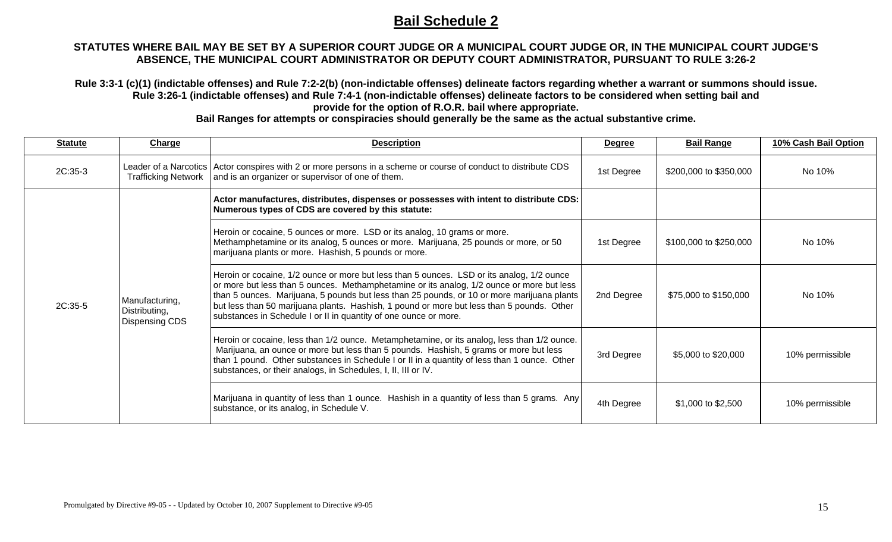# Bail Schedule 2

**STATUTES WHERE BAIL MAY BE SET BY A SUPERIOR COURT JUDGE OR A MUNICIPAL COURT JUDGE OR, IN THE MUNICIPAL COURT JUDGE'S ABSENCE, THE MUNICIPAL COURT ADMINISTRATOR OR DEPUTY COURT ADMINISTRATOR, PURSUANT TO RULE 3:26-2**

**Rule 3:3-1 (c)(1) (indictable offenses) and Rule 7:2-2(b) (non-indictable offenses) delineate factors regarding whether a warrant or summons should issue. Rule 3:26-1 (indictable offenses) and Rule 7:4-1 (non-indictable offenses) delineate factors to be considered when setting bail and provide for the option of R.O.R. bail where appropriate.**

**Bail Ranges for attempts or conspiracies should generally be the same as the actual substantive crime.**

| Statute | Charge | Description | Degree | Bail Range | 10% Cash Bail Option |
|---|---|---|---|---|---|
| 2C:35-3 | Leader of a Narcotics Trafficking Network | Actor conspires with 2 or more persons in a scheme or course of conduct to distribute CDS and is an organizer or supervisor of one of them. | 1st Degree | \$200,000 to \$350,000 | No 10% |
| 2C:35-5 | Manufacturing, Distributing, Dispensing CDS | **Actor manufactures, distributes, dispenses or possesses with intent to distribute CDS: Numerous types of CDS are covered by this statute:** | | | |
| | | Heroin or cocaine, 5 ounces or more. LSD or its analog, 10 grams or more. Methamphetamine or its analog, 5 ounces or more. Marijuana, 25 pounds or more, or 50 marijuana plants or more. Hashish, 5 pounds or more. | 1st Degree | \$100,000 to \$250,000 | No 10% |
| | | Heroin or cocaine, 1/2 ounce or more but less than 5 ounces. LSD or its analog, 1/2 ounce or more but less than 5 ounces. Methamphetamine or its analog, 1/2 ounce or more but less than 5 ounces. Marijuana, 5 pounds but less than 25 pounds, or 10 or more marijuana plants but less than 50 marijuana plants. Hashish, 1 pound or more but less than 5 pounds. Other substances in Schedule I or II in quantity of one ounce or more. | 2nd Degree | \$75,000 to \$150,000 | No 10% |
| | | Heroin or cocaine, less than 1/2 ounce. Metamphetamine, or its analog, less than 1/2 ounce. Marijuana, an ounce or more but less than 5 pounds. Hashish, 5 grams or more but less than 1 pound. Other substances in Schedule I or II in a quantity of less than 1 ounce. Other substances, or their analogs, in Schedules, I, II, III or IV. | 3rd Degree | \$5,000 to \$20,000 | 10% permissible |
| | | Marijuana in quantity of less than 1 ounce. Hashish in a quantity of less than 5 grams. Any substance, or its analog, in Schedule V. | 4th Degree | \$1,000 to \$2,500 | 10% permissible |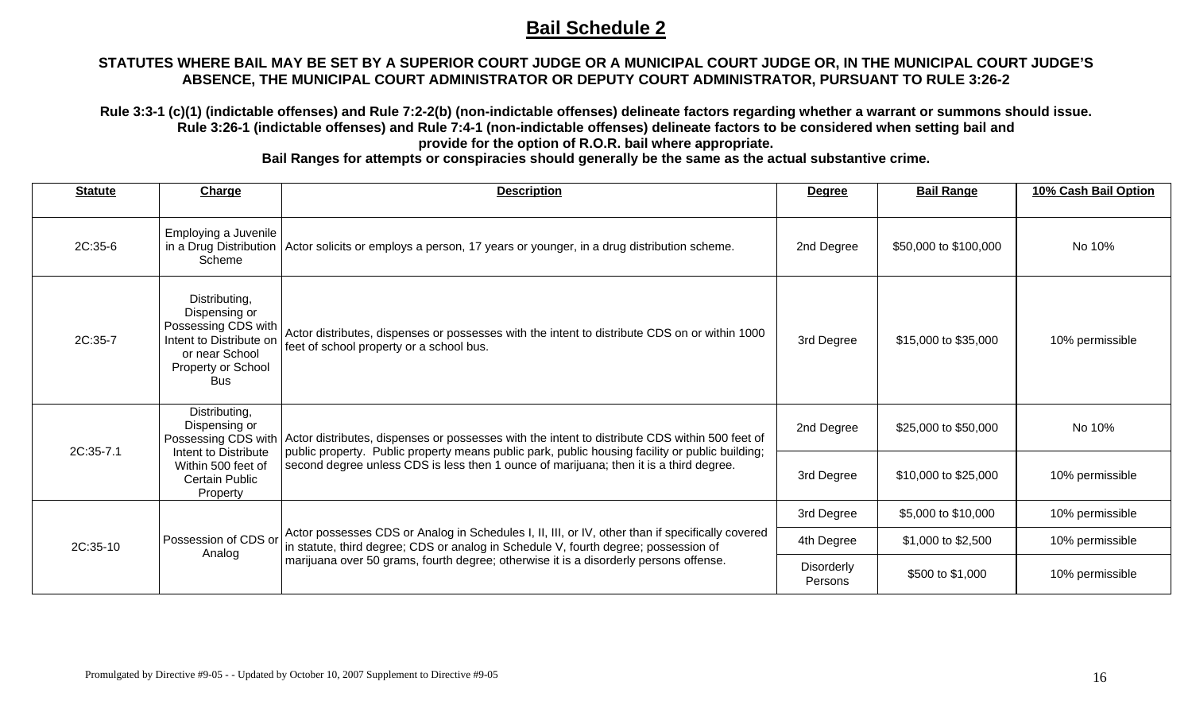# Bail Schedule 2

**STATUTES WHERE BAIL MAY BE SET BY A SUPERIOR COURT JUDGE OR A MUNICIPAL COURT JUDGE OR, IN THE MUNICIPAL COURT JUDGE'S ABSENCE, THE MUNICIPAL COURT ADMINISTRATOR OR DEPUTY COURT ADMINISTRATOR, PURSUANT TO RULE 3:26-2**

**Rule 3:3-1 (c)(1) (indictable offenses) and Rule 7:2-2(b) (non-indictable offenses) delineate factors regarding whether a warrant or summons should issue. Rule 3:26-1 (indictable offenses) and Rule 7:4-1 (non-indictable offenses) delineate factors to be considered when setting bail and provide for the option of R.O.R. bail where appropriate.**

**Bail Ranges for attempts or conspiracies should generally be the same as the actual substantive crime.**

| Statute | Charge | Description | Degree | Bail Range | 10% Cash Bail Option |
|---|---|---|---|---|---|
| 2C:35-6 | Employing a Juvenile in a Drug Distribution Scheme | Actor solicits or employs a person, 17 years or younger, in a drug distribution scheme. | 2nd Degree | $50,000 to $100,000 | No 10% |
| 2C:35-7 | Distributing, Dispensing or Possessing CDS with Intent to Distribute on or near School Property or School Bus | Actor distributes, dispenses or possesses with the intent to distribute CDS on or within 1000 feet of school property or a school bus. | 3rd Degree | $15,000 to $35,000 | 10% permissible |
| 2C:35-7.1 | Distributing, Dispensing or Possessing CDS with Intent to Distribute Within 500 feet of Certain Public Property | Actor distributes, dispenses or possesses with the intent to distribute CDS within 500 feet of public property. Public property means public park, public housing facility or public building; second degree unless CDS is less then 1 ounce of marijuana; then it is a third degree. | 2nd Degree | $25,000 to $50,000 | No 10% |
| | | | 3rd Degree | $10,000 to $25,000 | 10% permissible |
| 2C:35-10 | Possession of CDS or Analog | Actor possesses CDS or Analog in Schedules I, II, III, or IV, other than if specifically covered in statute, third degree; CDS or analog in Schedule V, fourth degree; possession of marijuana over 50 grams, fourth degree; otherwise it is a disorderly persons offense. | 3rd Degree | $5,000 to $10,000 | 10% permissible |
| | | | 4th Degree | $1,000 to $2,500 | 10% permissible |
| | | | Disorderly Persons | $500 to $1,000 | 10% permissible |

Promulgated by Directive #9-05 - - Updated by October 10, 2007 Supplement to Directive #9-05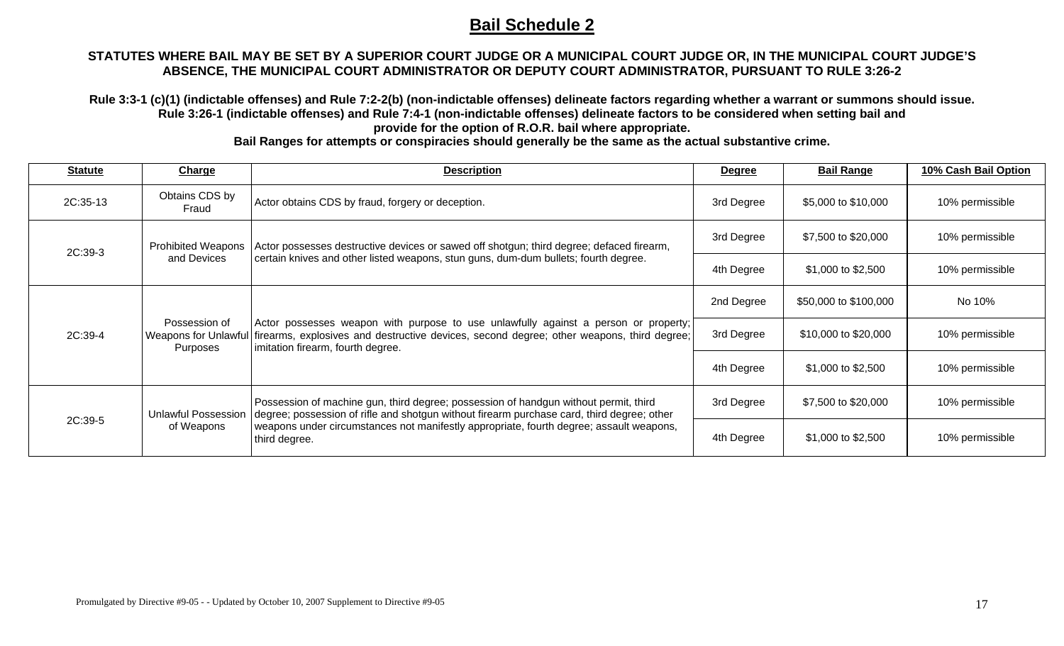# Bail Schedule 2

**STATUTES WHERE BAIL MAY BE SET BY A SUPERIOR COURT JUDGE OR A MUNICIPAL COURT JUDGE OR, IN THE MUNICIPAL COURT JUDGE'S ABSENCE, THE MUNICIPAL COURT ADMINISTRATOR OR DEPUTY COURT ADMINISTRATOR, PURSUANT TO RULE 3:26-2**

**Rule 3:3-1 (c)(1) (indictable offenses) and Rule 7:2-2(b) (non-indictable offenses) delineate factors regarding whether a warrant or summons should issue. Rule 3:26-1 (indictable offenses) and Rule 7:4-1 (non-indictable offenses) delineate factors to be considered when setting bail and provide for the option of R.O.R. bail where appropriate.**

**Bail Ranges for attempts or conspiracies should generally be the same as the actual substantive crime.**

| Statute | Charge | Description | Degree | Bail Range | 10% Cash Bail Option |
|---|---|---|---|---|---|
| 2C:35-13 | Obtains CDS by Fraud | Actor obtains CDS by fraud, forgery or deception. | 3rd Degree | \$5,000 to \$10,000 | 10% permissible |
| 2C:39-3 | Prohibited Weapons and Devices | Actor possesses destructive devices or sawed off shotgun; third degree; defaced firearm, certain knives and other listed weapons, stun guns, dum-dum bullets; fourth degree. | 3rd Degree | \$7,500 to \$20,000 | 10% permissible |
| | | | 4th Degree | \$1,000 to \$2,500 | 10% permissible |
| 2C:39-4 | Possession of Weapons for Unlawful Purposes | Actor possesses weapon with purpose to use unlawfully against a person or property; firearms, explosives and destructive devices, second degree; other weapons, third degree; imitation firearm, fourth degree. | 2nd Degree | \$50,000 to \$100,000 | No 10% |
| | | | 3rd Degree | \$10,000 to \$20,000 | 10% permissible |
| | | | 4th Degree | \$1,000 to \$2,500 | 10% permissible |
| 2C:39-5 | Unlawful Possession of Weapons | Possession of machine gun, third degree; possession of handgun without permit, third degree; possession of rifle and shotgun without firearm purchase card, third degree; other weapons under circumstances not manifestly appropriate, fourth degree; assault weapons, third degree. | 3rd Degree | \$7,500 to \$20,000 | 10% permissible |
| | | | 4th Degree | \$1,000 to \$2,500 | 10% permissible |

Promulgated by Directive #9-05 - - Updated by October 10, 2007 Supplement to Directive #9-05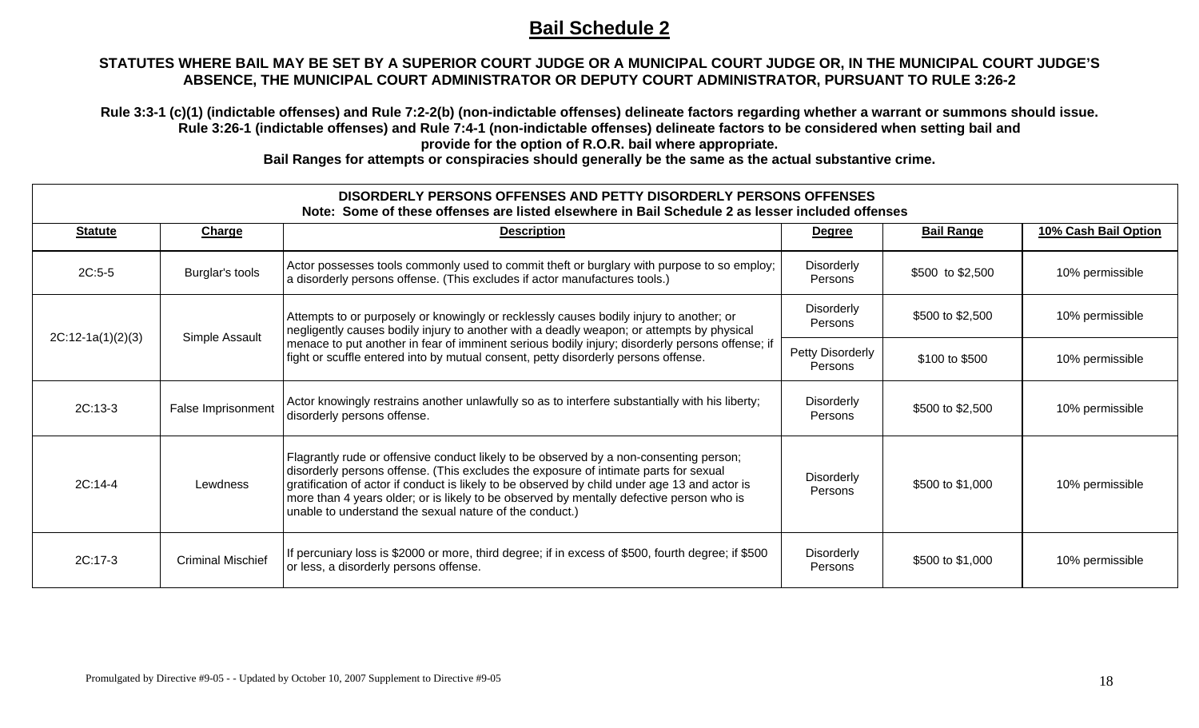# Bail Schedule 2

**STATUTES WHERE BAIL MAY BE SET BY A SUPERIOR COURT JUDGE OR A MUNICIPAL COURT JUDGE OR, IN THE MUNICIPAL COURT JUDGE'S ABSENCE, THE MUNICIPAL COURT ADMINISTRATOR OR DEPUTY COURT ADMINISTRATOR, PURSUANT TO RULE 3:26-2**

**Rule 3:3-1 (c)(1) (indictable offenses) and Rule 7:2-2(b) (non-indictable offenses) delineate factors regarding whether a warrant or summons should issue. Rule 3:26-1 (indictable offenses) and Rule 7:4-1 (non-indictable offenses) delineate factors to be considered when setting bail and provide for the option of R.O.R. bail where appropriate.**

**Bail Ranges for attempts or conspiracies should generally be the same as the actual substantive crime.**

| DISORDERLY PERSONS OFFENSES AND PETTY DISORDERLY PERSONS OFFENSES<br>Note: Some of these offenses are listed elsewhere in Bail Schedule 2 as lesser included offenses | | | | | |
|---|---|---|---|---|---|
| **Statute** | **Charge** | **Description** | **Degree** | **Bail Range** | **10% Cash Bail Option** |
| 2C:5-5 | Burglar's tools | Actor possesses tools commonly used to commit theft or burglary with purpose to so employ; a disorderly persons offense. (This excludes if actor manufactures tools.) | Disorderly Persons | $500 to $2,500 | 10% permissible |
| 2C:12-1a(1)(2)(3) | Simple Assault | Attempts to or purposely or knowingly or recklessly causes bodily injury to another; or negligently causes bodily injury to another with a deadly weapon; or attempts by physical menace to put another in fear of imminent serious bodily injury; disorderly persons offense; if fight or scuffle entered into by mutual consent, petty disorderly persons offense. | Disorderly Persons | $500 to $2,500 | 10% permissible |
| | | | Petty Disorderly Persons | $100 to $500 | 10% permissible |
| 2C:13-3 | False Imprisonment | Actor knowingly restrains another unlawfully so as to interfere substantially with his liberty; disorderly persons offense. | Disorderly Persons | $500 to $2,500 | 10% permissible |
| 2C:14-4 | Lewdness | Flagrantly rude or offensive conduct likely to be observed by a non-consenting person; disorderly persons offense. (This excludes the exposure of intimate parts for sexual gratification of actor if conduct is likely to be observed by child under age 13 and actor is more than 4 years older; or is likely to be observed by mentally defective person who is unable to understand the sexual nature of the conduct.) | Disorderly Persons | $500 to $1,000 | 10% permissible |
| 2C:17-3 | Criminal Mischief | If percuniary loss is $2000 or more, third degree; if in excess of $500, fourth degree; if $500 or less, a disorderly persons offense. | Disorderly Persons | $500 to $1,000 | 10% permissible |

Promulgated by Directive #9-05 - - Updated by October 10, 2007 Supplement to Directive #9-05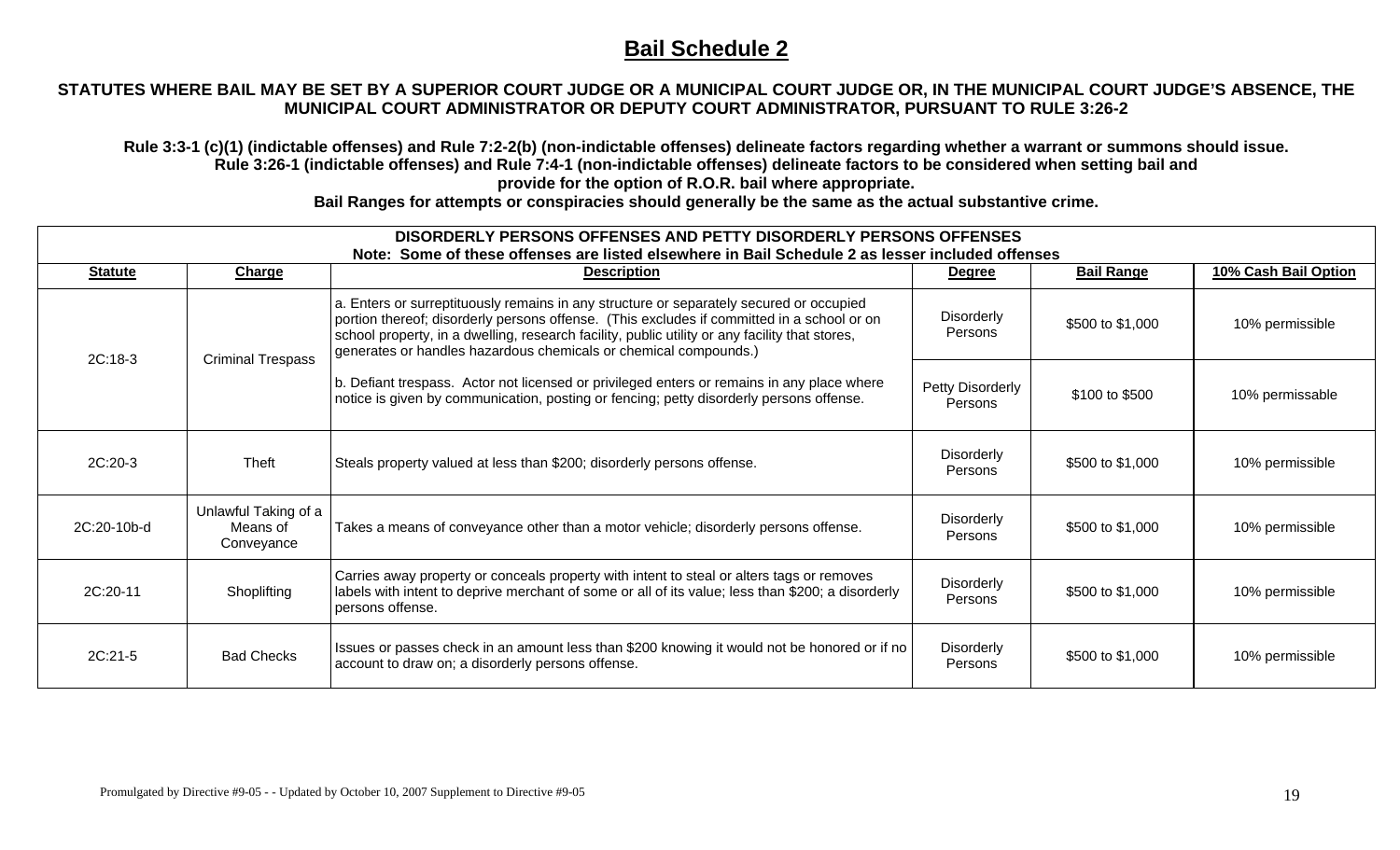# Bail Schedule 2

**STATUTES WHERE BAIL MAY BE SET BY A SUPERIOR COURT JUDGE OR A MUNICIPAL COURT JUDGE OR, IN THE MUNICIPAL COURT JUDGE'S ABSENCE, THE MUNICIPAL COURT ADMINISTRATOR OR DEPUTY COURT ADMINISTRATOR, PURSUANT TO RULE 3:26-2**

**Rule 3:3-1 (c)(1) (indictable offenses) and Rule 7:2-2(b) (non-indictable offenses) delineate factors regarding whether a warrant or summons should issue. Rule 3:26-1 (indictable offenses) and Rule 7:4-1 (non-indictable offenses) delineate factors to be considered when setting bail and provide for the option of R.O.R. bail where appropriate.**

**Bail Ranges for attempts or conspiracies should generally be the same as the actual substantive crime.**

| DISORDERLY PERSONS OFFENSES AND PETTY DISORDERLY PERSONS OFFENSES<br>Note: Some of these offenses are listed elsewhere in Bail Schedule 2 as lesser included offenses | | | | | |
|---|---|---|---|---|---|
| **Statute** | **Charge** | **Description** | **Degree** | **Bail Range** | **10% Cash Bail Option** |
| 2C:18-3 | Criminal Trespass | a. Enters or surreptituously remains in any structure or separately secured or occupied portion thereof; disorderly persons offense. (This excludes if committed in a school or on school property, in a dwelling, research facility, public utility or any facility that stores, generates or handles hazardous chemicals or chemical compounds.) | Disorderly Persons | $500 to $1,000 | 10% permissible |
| | | b. Defiant trespass. Actor not licensed or privileged enters or remains in any place where notice is given by communication, posting or fencing; petty disorderly persons offense. | Petty Disorderly Persons | $100 to $500 | 10% permissable |
| 2C:20-3 | Theft | Steals property valued at less than $200; disorderly persons offense. | Disorderly Persons | $500 to $1,000 | 10% permissible |
| 2C:20-10b-d | Unlawful Taking of a Means of Conveyance | Takes a means of conveyance other than a motor vehicle; disorderly persons offense. | Disorderly Persons | $500 to $1,000 | 10% permissible |
| 2C:20-11 | Shoplifting | Carries away property or conceals property with intent to steal or alters tags or removes labels with intent to deprive merchant of some or all of its value; less than $200; a disorderly persons offense. | Disorderly Persons | $500 to $1,000 | 10% permissible |
| 2C:21-5 | Bad Checks | Issues or passes check in an amount less than $200 knowing it would not be honored or if no account to draw on; a disorderly persons offense. | Disorderly Persons | $500 to $1,000 | 10% permissible |

Promulgated by Directive #9-05 - - Updated by October 10, 2007 Supplement to Directive #9-05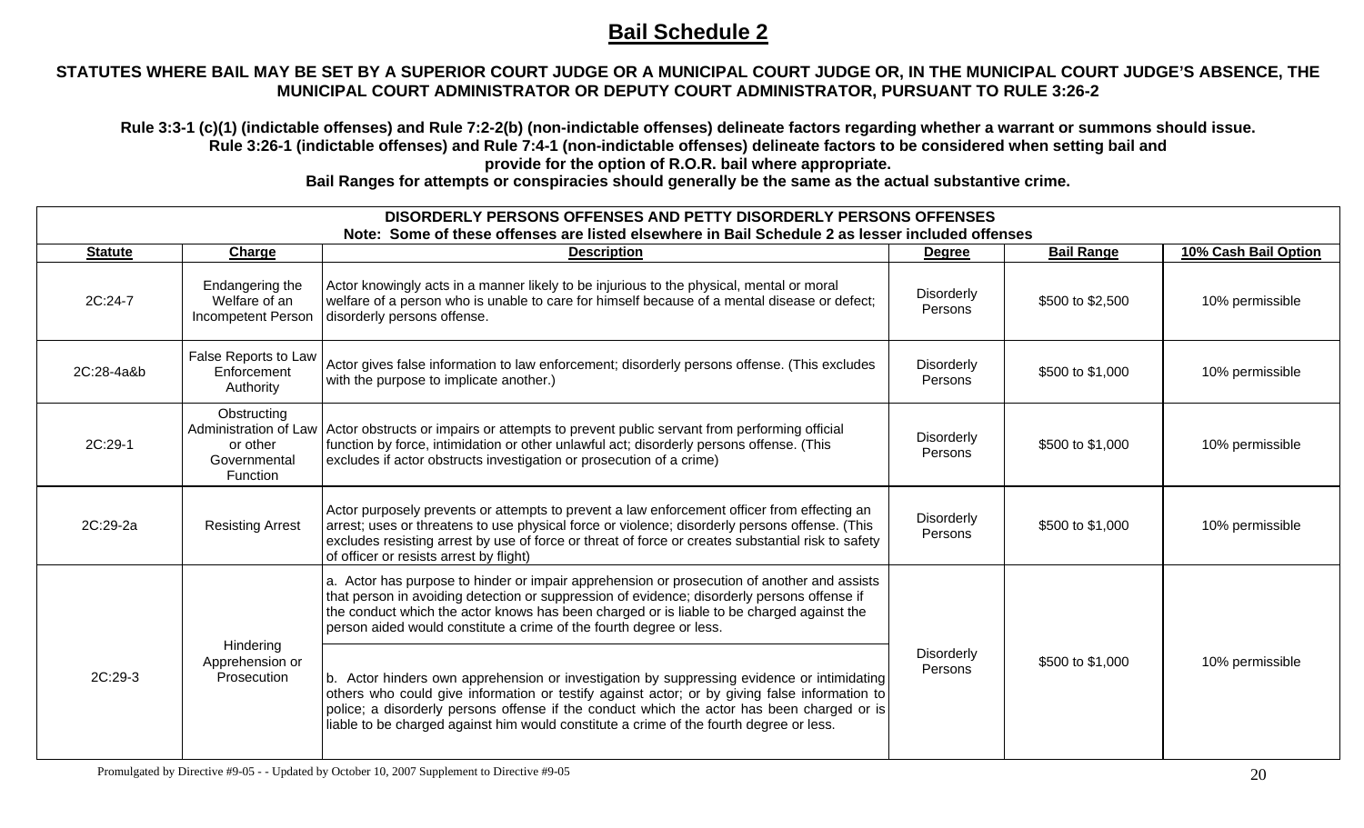# Bail Schedule 2

**STATUTES WHERE BAIL MAY BE SET BY A SUPERIOR COURT JUDGE OR A MUNICIPAL COURT JUDGE OR, IN THE MUNICIPAL COURT JUDGE'S ABSENCE, THE MUNICIPAL COURT ADMINISTRATOR OR DEPUTY COURT ADMINISTRATOR, PURSUANT TO RULE 3:26-2**

**Rule 3:3-1 (c)(1) (indictable offenses) and Rule 7:2-2(b) (non-indictable offenses) delineate factors regarding whether a warrant or summons should issue.**
**Rule 3:26-1 (indictable offenses) and Rule 7:4-1 (non-indictable offenses) delineate factors to be considered when setting bail and provide for the option of R.O.R. bail where appropriate.**
**Bail Ranges for attempts or conspiracies should generally be the same as the actual substantive crime.**

| DISORDERLY PERSONS OFFENSES AND PETTY DISORDERLY PERSONS OFFENSES<br>Note: Some of these offenses are listed elsewhere in Bail Schedule 2 as lesser included offenses | | | | | |
|---|---|---|---|---|---|
| **Statute** | **Charge** | **Description** | **Degree** | **Bail Range** | **10% Cash Bail Option** |
| 2C:24-7 | Endangering the Welfare of an Incompetent Person | Actor knowingly acts in a manner likely to be injurious to the physical, mental or moral welfare of a person who is unable to care for himself because of a mental disease or defect; disorderly persons offense. | Disorderly Persons | $500 to $2,500 | 10% permissible |
| 2C:28-4a&b | False Reports to Law Enforcement Authority | Actor gives false information to law enforcement; disorderly persons offense. (This excludes with the purpose to implicate another.) | Disorderly Persons | $500 to $1,000 | 10% permissible |
| 2C:29-1 | Obstructing Administration of Law or other Governmental Function | Actor obstructs or impairs or attempts to prevent public servant from performing official function by force, intimidation or other unlawful act; disorderly persons offense. (This excludes if actor obstructs investigation or prosecution of a crime) | Disorderly Persons | $500 to $1,000 | 10% permissible |
| 2C:29-2a | Resisting Arrest | Actor purposely prevents or attempts to prevent a law enforcement officer from effecting an arrest; uses or threatens to use physical force or violence; disorderly persons offense. (This excludes resisting arrest by use of force or threat of force or creates substantial risk to safety of officer or resists arrest by flight) | Disorderly Persons | $500 to $1,000 | 10% permissible |
| 2C:29-3 | Hindering Apprehension or Prosecution | a. Actor has purpose to hinder or impair apprehension or prosecution of another and assists that person in avoiding detection or suppression of evidence; disorderly persons offense if the conduct which the actor knows has been charged or is liable to be charged against the person aided would constitute a crime of the fourth degree or less.<br><br>b. Actor hinders own apprehension or investigation by suppressing evidence or intimidating others who could give information or testify against actor; or by giving false information to police; a disorderly persons offense if the conduct which the actor has been charged or is liable to be charged against him would constitute a crime of the fourth degree or less. | Disorderly Persons | $500 to $1,000 | 10% permissible |

Promulgated by Directive #9-05 - - Updated by October 10, 2007 Supplement to Directive #9-05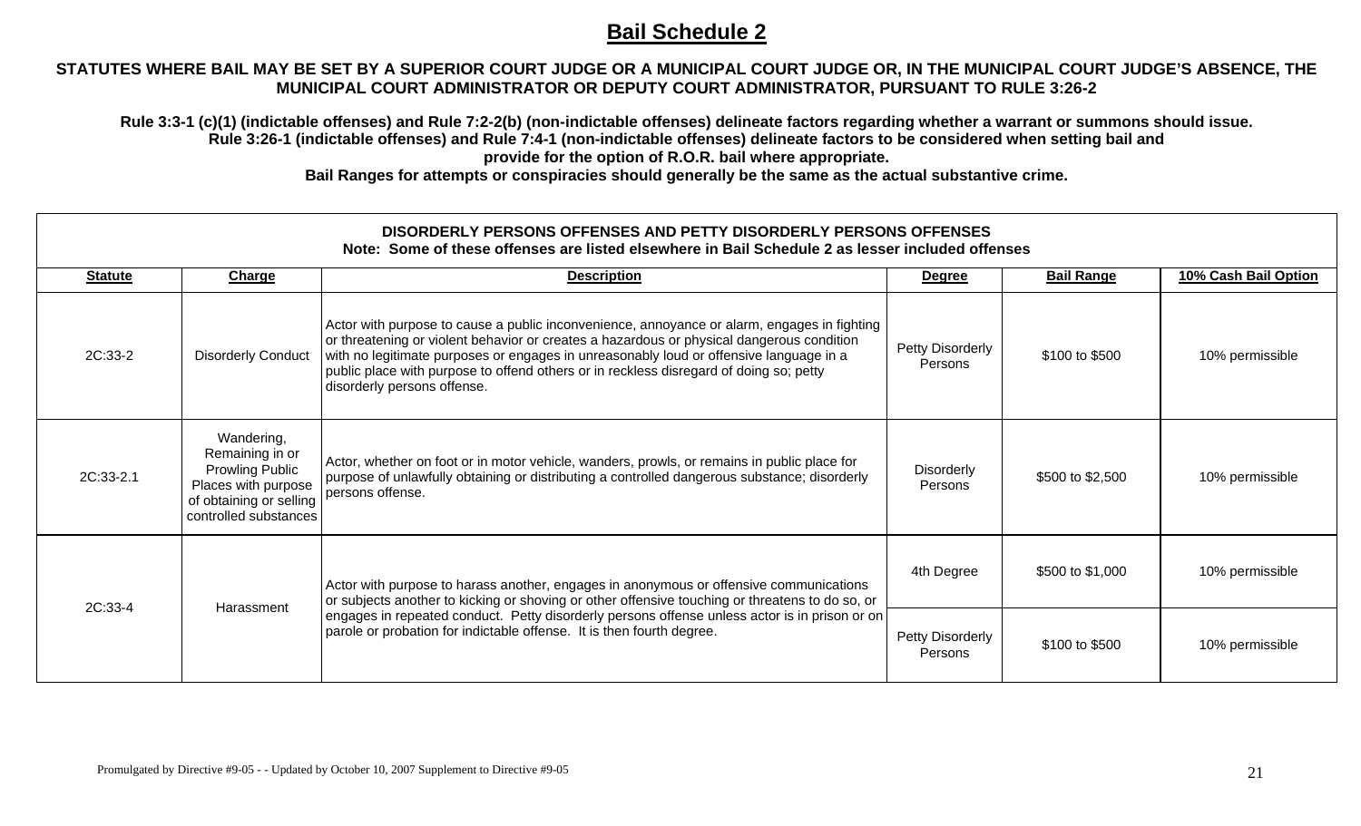## Bail Schedule 2

**STATUTES WHERE BAIL MAY BE SET BY A SUPERIOR COURT JUDGE OR A MUNICIPAL COURT JUDGE OR, IN THE MUNICIPAL COURT JUDGE'S ABSENCE, THE MUNICIPAL COURT ADMINISTRATOR OR DEPUTY COURT ADMINISTRATOR, PURSUANT TO RULE 3:26-2**

**Rule 3:3-1 (c)(1) (indictable offenses) and Rule 7:2-2(b) (non-indictable offenses) delineate factors regarding whether a warrant or summons should issue.**
**Rule 3:26-1 (indictable offenses) and Rule 7:4-1 (non-indictable offenses) delineate factors to be considered when setting bail and provide for the option of R.O.R. bail where appropriate.**
**Bail Ranges for attempts or conspiracies should generally be the same as the actual substantive crime.**

**DISORDERLY PERSONS OFFENSES AND PETTY DISORDERLY PERSONS OFFENSES**
**Note: Some of these offenses are listed elsewhere in Bail Schedule 2 as lesser included offenses**

| Statute | Charge | Description | Degree | Bail Range | 10% Cash Bail Option |
|---|---|---|---|---|---|
| 2C:33-2 | Disorderly Conduct | Actor with purpose to cause a public inconvenience, annoyance or alarm, engages in fighting or threatening or violent behavior or creates a hazardous or physical dangerous condition with no legitimate purposes or engages in unreasonably loud or offensive language in a public place with purpose to offend others or in reckless disregard of doing so; petty disorderly persons offense. | Petty Disorderly Persons | \$100 to \$500 | 10% permissible |
| 2C:33-2.1 | Wandering, Remaining in or Prowling Public Places with purpose of obtaining or selling controlled substances | Actor, whether on foot or in motor vehicle, wanders, prowls, or remains in public place for purpose of unlawfully obtaining or distributing a controlled dangerous substance; disorderly persons offense. | Disorderly Persons | \$500 to \$2,500 | 10% permissible |
| 2C:33-4 | Harassment | Actor with purpose to harass another, engages in anonymous or offensive communications or subjects another to kicking or shoving or other offensive touching or threatens to do so, or engages in repeated conduct. Petty disorderly persons offense unless actor is in prison or on parole or probation for indictable offense. It is then fourth degree. | 4th Degree | \$500 to \$1,000 | 10% permissible |
| | | | Petty Disorderly Persons | \$100 to \$500 | 10% permissible |

Promulgated by Directive #9-05 - - Updated by October 10, 2007 Supplement to Directive #9-05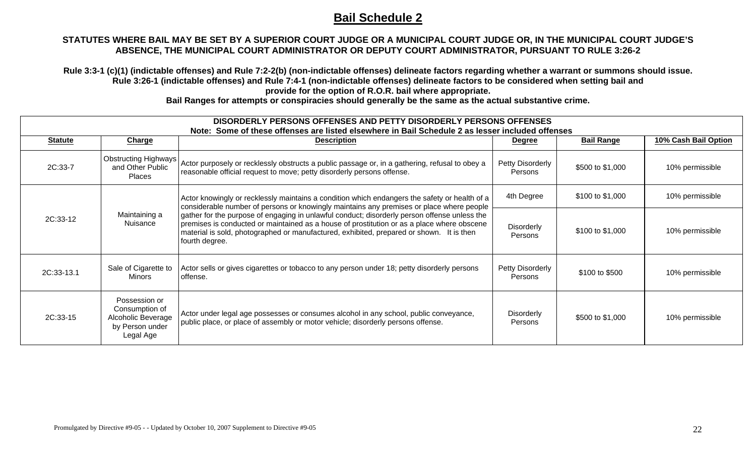# Bail Schedule 2

**STATUTES WHERE BAIL MAY BE SET BY A SUPERIOR COURT JUDGE OR A MUNICIPAL COURT JUDGE OR, IN THE MUNICIPAL COURT JUDGE'S ABSENCE, THE MUNICIPAL COURT ADMINISTRATOR OR DEPUTY COURT ADMINISTRATOR, PURSUANT TO RULE 3:26-2**

**Rule 3:3-1 (c)(1) (indictable offenses) and Rule 7:2-2(b) (non-indictable offenses) delineate factors regarding whether a warrant or summons should issue. Rule 3:26-1 (indictable offenses) and Rule 7:4-1 (non-indictable offenses) delineate factors to be considered when setting bail and provide for the option of R.O.R. bail where appropriate.**

**Bail Ranges for attempts or conspiracies should generally be the same as the actual substantive crime.**

| DISORDERLY PERSONS OFFENSES AND PETTY DISORDERLY PERSONS OFFENSES<br>Note: Some of these offenses are listed elsewhere in Bail Schedule 2 as lesser included offenses | | | | | |
|---|---|---|---|---|---|
| **Statute** | **Charge** | **Description** | **Degree** | **Bail Range** | **10% Cash Bail Option** |
| 2C:33-7 | Obstructing Highways and Other Public Places | Actor purposely or recklessly obstructs a public passage or, in a gathering, refusal to obey a reasonable official request to move; petty disorderly persons offense. | Petty Disorderly Persons | $500 to $1,000 | 10% permissible |
| 2C:33-12 | Maintaining a Nuisance | Actor knowingly or recklessly maintains a condition which endangers the safety or health of a considerable number of persons or knowingly maintains any premises or place where people gather for the purpose of engaging in unlawful conduct; disorderly person offense unless the premises is conducted or maintained as a house of prostitution or as a place where obscene material is sold, photographed or manufactured, exhibited, prepared or shown. It is then fourth degree. | 4th Degree | $100 to $1,000 | 10% permissible |
| | | | Disorderly Persons | $100 to $1,000 | 10% permissible |
| 2C:33-13.1 | Sale of Cigarette to Minors | Actor sells or gives cigarettes or tobacco to any person under 18; petty disorderly persons offense. | Petty Disorderly Persons | $100 to $500 | 10% permissible |
| 2C:33-15 | Possession or Consumption of Alcoholic Beverage by Person under Legal Age | Actor under legal age possesses or consumes alcohol in any school, public conveyance, public place, or place of assembly or motor vehicle; disorderly persons offense. | Disorderly Persons | $500 to $1,000 | 10% permissible |

Promulgated by Directive #9-05 - - Updated by October 10, 2007 Supplement to Directive #9-05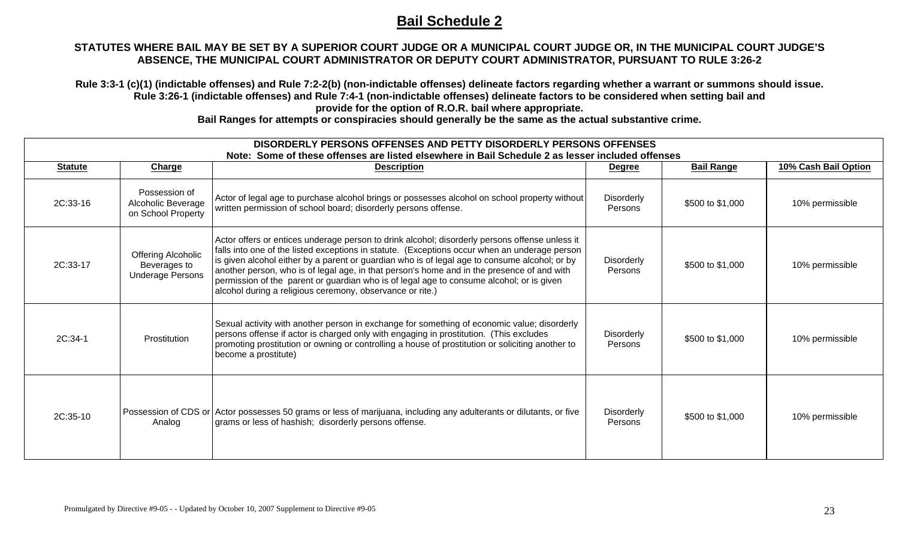# Bail Schedule 2

**STATUTES WHERE BAIL MAY BE SET BY A SUPERIOR COURT JUDGE OR A MUNICIPAL COURT JUDGE OR, IN THE MUNICIPAL COURT JUDGE'S ABSENCE, THE MUNICIPAL COURT ADMINISTRATOR OR DEPUTY COURT ADMINISTRATOR, PURSUANT TO RULE 3:26-2**

**Rule 3:3-1 (c)(1) (indictable offenses) and Rule 7:2-2(b) (non-indictable offenses) delineate factors regarding whether a warrant or summons should issue. Rule 3:26-1 (indictable offenses) and Rule 7:4-1 (non-indictable offenses) delineate factors to be considered when setting bail and provide for the option of R.O.R. bail where appropriate.**

**Bail Ranges for attempts or conspiracies should generally be the same as the actual substantive crime.**

| **DISORDERLY PERSONS OFFENSES AND PETTY DISORDERLY PERSONS OFFENSES** Note: Some of these offenses are listed elsewhere in Bail Schedule 2 as lesser included offenses | | | | | |
|---|---|---|---|---|---|
| **Statute** | **Charge** | **Description** | **Degree** | **Bail Range** | **10% Cash Bail Option** |
| 2C:33-16 | Possession of Alcoholic Beverage on School Property | Actor of legal age to purchase alcohol brings or possesses alcohol on school property without written permission of school board; disorderly persons offense. | Disorderly Persons | $500 to $1,000 | 10% permissible |
| 2C:33-17 | Offering Alcoholic Beverages to Underage Persons | Actor offers or entices underage person to drink alcohol; disorderly persons offense unless it falls into one of the listed exceptions in statute. (Exceptions occur when an underage person is given alcohol either by a parent or guardian who is of legal age to consume alcohol; or by another person, who is of legal age, in that person's home and in the presence of and with permission of the parent or guardian who is of legal age to consume alcohol; or is given alcohol during a religious ceremony, observance or rite.) | Disorderly Persons | $500 to $1,000 | 10% permissible |
| 2C:34-1 | Prostitution | Sexual activity with another person in exchange for something of economic value; disorderly persons offense if actor is charged only with engaging in prostitution. (This excludes promoting prostitution or owning or controlling a house of prostitution or soliciting another to become a prostitute) | Disorderly Persons | $500 to $1,000 | 10% permissible |
| 2C:35-10 | Possession of CDS or Analog | Actor possesses 50 grams or less of marijuana, including any adulterants or dilutants, or five grams or less of hashish; disorderly persons offense. | Disorderly Persons | $500 to $1,000 | 10% permissible |

Promulgated by Directive #9-05 - - Updated by October 10, 2007 Supplement to Directive #9-05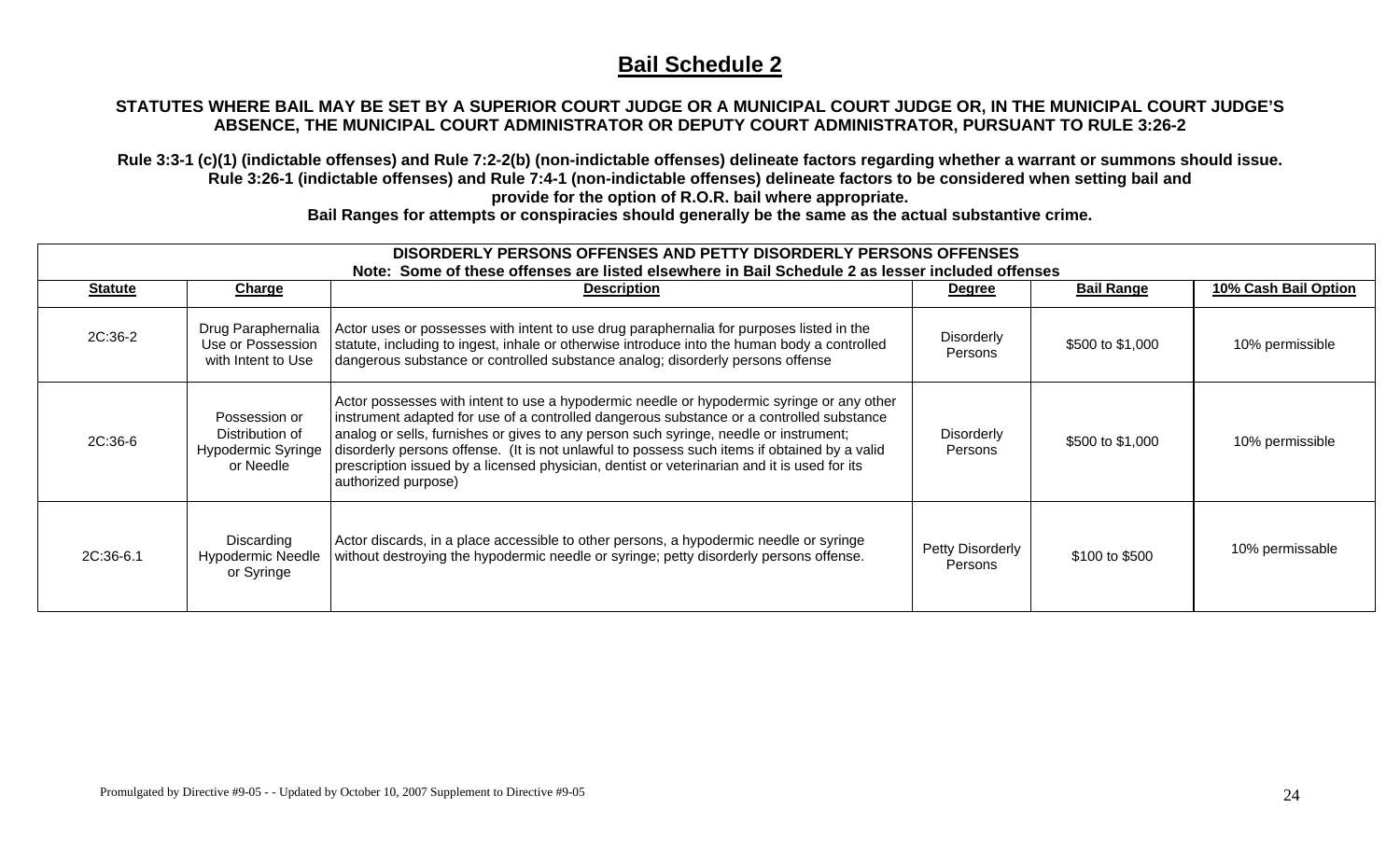# Bail Schedule 2

**STATUTES WHERE BAIL MAY BE SET BY A SUPERIOR COURT JUDGE OR A MUNICIPAL COURT JUDGE OR, IN THE MUNICIPAL COURT JUDGE'S ABSENCE, THE MUNICIPAL COURT ADMINISTRATOR OR DEPUTY COURT ADMINISTRATOR, PURSUANT TO RULE 3:26-2**

**Rule 3:3-1 (c)(1) (indictable offenses) and Rule 7:2-2(b) (non-indictable offenses) delineate factors regarding whether a warrant or summons should issue. Rule 3:26-1 (indictable offenses) and Rule 7:4-1 (non-indictable offenses) delineate factors to be considered when setting bail and provide for the option of R.O.R. bail where appropriate.**

**Bail Ranges for attempts or conspiracies should generally be the same as the actual substantive crime.**

| **DISORDERLY PERSONS OFFENSES AND PETTY DISORDERLY PERSONS OFFENSES** Note: Some of these offenses are listed elsewhere in Bail Schedule 2 as lesser included offenses | | | | | |
|---|---|---|---|---|---|
| **Statute** | **Charge** | **Description** | **Degree** | **Bail Range** | **10% Cash Bail Option** |
| 2C:36-2 | Drug Paraphernalia Use or Possession with Intent to Use | Actor uses or possesses with intent to use drug paraphernalia for purposes listed in the statute, including to ingest, inhale or otherwise introduce into the human body a controlled dangerous substance or controlled substance analog; disorderly persons offense | Disorderly Persons | \$500 to \$1,000 | 10% permissible |
| 2C:36-6 | Possession or Distribution of Hypodermic Syringe or Needle | Actor possesses with intent to use a hypodermic needle or hypodermic syringe or any other instrument adapted for use of a controlled dangerous substance or a controlled substance analog or sells, furnishes or gives to any person such syringe, needle or instrument; disorderly persons offense. (It is not unlawful to possess such items if obtained by a valid prescription issued by a licensed physician, dentist or veterinarian and it is used for its authorized purpose) | Disorderly Persons | \$500 to \$1,000 | 10% permissible |
| 2C:36-6.1 | Discarding Hypodermic Needle or Syringe | Actor discards, in a place accessible to other persons, a hypodermic needle or syringe without destroying the hypodermic needle or syringe; petty disorderly persons offense. | Petty Disorderly Persons | \$100 to \$500 | 10% permissable |

Promulgated by Directive #9-05 - - Updated by October 10, 2007 Supplement to Directive #9-05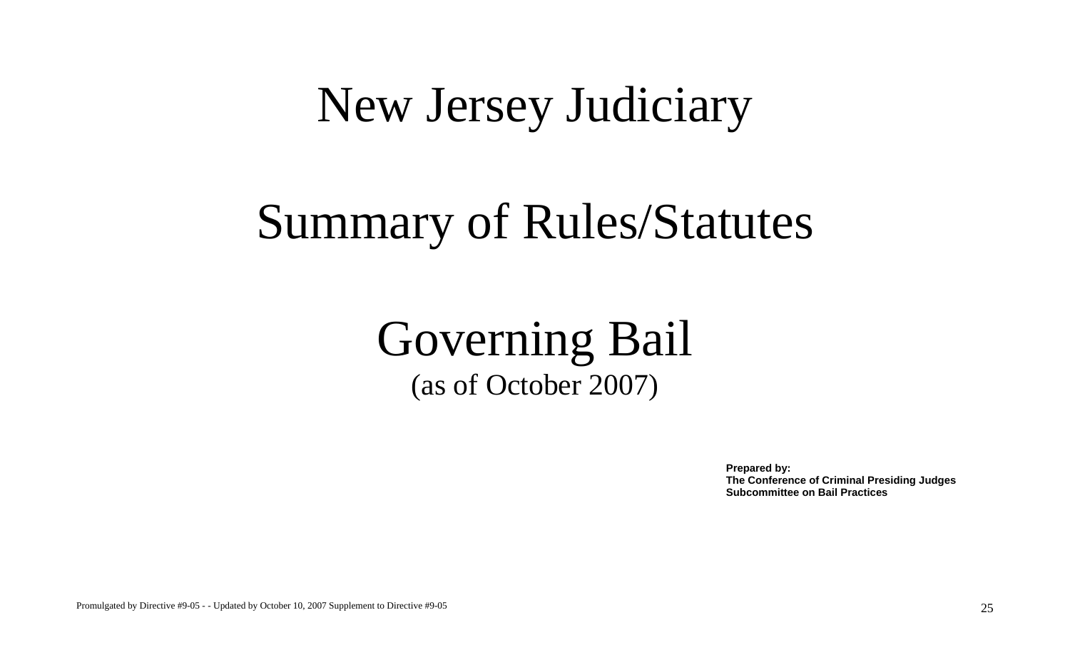# New Jersey Judiciary

# Summary of Rules/Statutes

# Governing Bail

(as of October 2007)

**Prepared by:**
**The Conference of Criminal Presiding Judges**
**Subcommittee on Bail Practices**

Promulgated by Directive #9-05 - - Updated by October 10, 2007 Supplement to Directive #9-05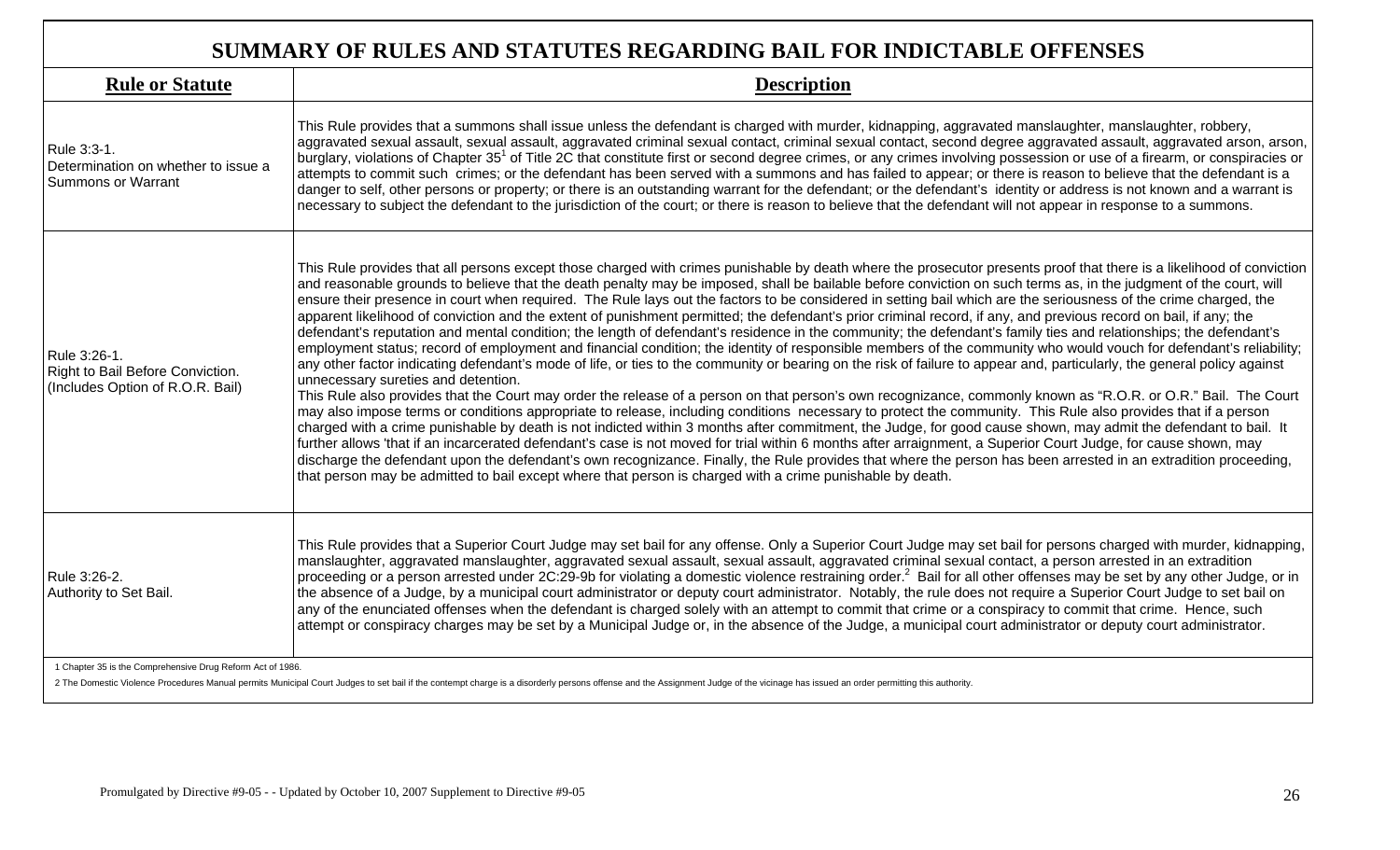# SUMMARY OF RULES AND STATUTES REGARDING BAIL FOR INDICTABLE OFFENSES

| Rule or Statute | Description |
| --- | --- |
| Rule 3:3-1. Determination on whether to issue a Summons or Warrant | This Rule provides that a summons shall issue unless the defendant is charged with murder, kidnapping, aggravated manslaughter, manslaughter, robbery, aggravated sexual assault, sexual assault, aggravated criminal sexual contact, criminal sexual contact, second degree aggravated assault, aggravated arson, arson, burglary, violations of Chapter 35[1] of Title 2C that constitute first or second degree crimes, or any crimes involving possession or use of a firearm, or conspiracies or attempts to commit such crimes; or the defendant has been served with a summons and has failed to appear; or there is reason to believe that the defendant is a danger to self, other persons or property; or there is an outstanding warrant for the defendant; or the defendant's identity or address is not known and a warrant is necessary to subject the defendant to the jurisdiction of the court; or there is reason to believe that the defendant will not appear in response to a summons. |
| Rule 3:26-1. Right to Bail Before Conviction. (Includes Option of R.O.R. Bail) | This Rule provides that all persons except those charged with crimes punishable by death where the prosecutor presents proof that there is a likelihood of conviction and reasonable grounds to believe that the death penalty may be imposed, shall be bailable before conviction on such terms as, in the judgment of the court, will ensure their presence in court when required. The Rule lays out the factors to be considered in setting bail which are the seriousness of the crime charged, the apparent likelihood of conviction and the extent of punishment permitted; the defendant's prior criminal record, if any, and previous record on bail, if any; the defendant's reputation and mental condition; the length of defendant's residence in the community; the defendant's family ties and relationships; the defendant's employment status; record of employment and financial condition; the identity of responsible members of the community who would vouch for defendant's reliability; any other factor indicating defendant's mode of life, or ties to the community or bearing on the risk of failure to appear and, particularly, the general policy against unnecessary sureties and detention.<br>This Rule also provides that the Court may order the release of a person on that person's own recognizance, commonly known as "R.O.R. or O.R." Bail. The Court may also impose terms or conditions appropriate to release, including conditions necessary to protect the community. This Rule also provides that if a person charged with a crime punishable by death is not indicted within 3 months after commitment, the Judge, for good cause shown, may admit the defendant to bail. It further allows 'that if an incarcerated defendant's case is not moved for trial within 6 months after arraignment, a Superior Court Judge, for cause shown, may discharge the defendant upon the defendant's own recognizance. Finally, the Rule provides that where the person has been arrested in an extradition proceeding, that person may be admitted to bail except where that person is charged with a crime punishable by death. |
| Rule 3:26-2. Authority to Set Bail. | This Rule provides that a Superior Court Judge may set bail for any offense. Only a Superior Court Judge may set bail for persons charged with murder, kidnapping, manslaughter, aggravated manslaughter, aggravated sexual assault, sexual assault, aggravated criminal sexual contact, a person arrested in an extradition proceeding or a person arrested under 2C:29-9b for violating a domestic violence restraining order.[2] Bail for all other offenses may be set by any other Judge, or in the absence of a Judge, by a municipal court administrator or deputy court administrator. Notably, the rule does not require a Superior Court Judge to set bail on any of the enunciated offenses when the defendant is charged solely with an attempt to commit that crime or a conspiracy to commit that crime. Hence, such attempt or conspiracy charges may be set by a Municipal Judge or, in the absence of the Judge, a municipal court administrator or deputy court administrator. |

1 Chapter 35 is the Comprehensive Drug Reform Act of 1986.

2 The Domestic Violence Procedures Manual permits Municipal Court Judges to set bail if the contempt charge is a disorderly persons offense and the Assignment Judge of the vicinage has issued an order permitting this authority.

Promulgated by Directive #9-05 - - Updated by October 10, 2007 Supplement to Directive #9-05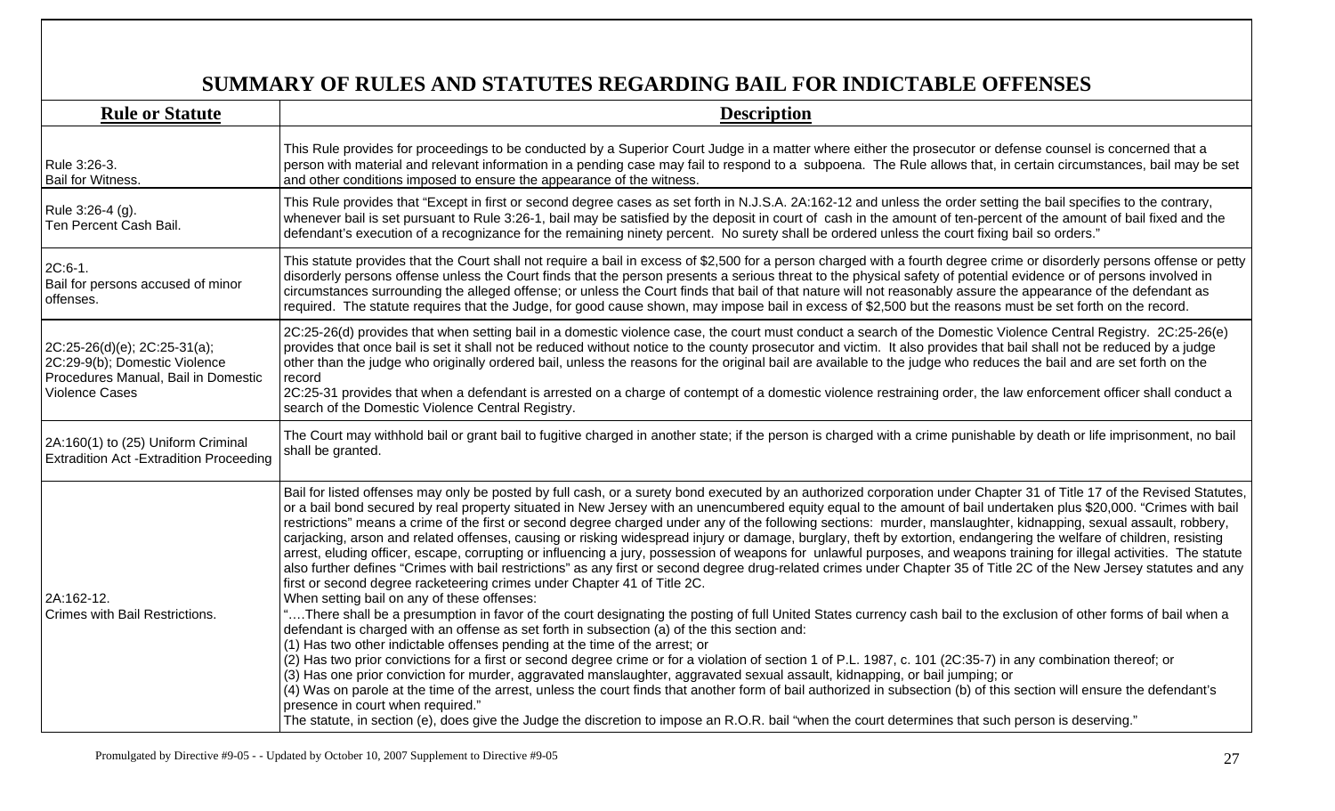## SUMMARY OF RULES AND STATUTES REGARDING BAIL FOR INDICTABLE OFFENSES

| Rule or Statute | Description |
|---|---|
| Rule 3:26-3. Bail for Witness. | This Rule provides for proceedings to be conducted by a Superior Court Judge in a matter where either the prosecutor or defense counsel is concerned that a person with material and relevant information in a pending case may fail to respond to a subpoena. The Rule allows that, in certain circumstances, bail may be set and other conditions imposed to ensure the appearance of the witness. |
| Rule 3:26-4 (g). Ten Percent Cash Bail. | This Rule provides that "Except in first or second degree cases as set forth in N.J.S.A. 2A:162-12 and unless the order setting the bail specifies to the contrary, whenever bail is set pursuant to Rule 3:26-1, bail may be satisfied by the deposit in court of cash in the amount of ten-percent of the amount of bail fixed and the defendant's execution of a recognizance for the remaining ninety percent. No surety shall be ordered unless the court fixing bail so orders." |
| 2C:6-1. Bail for persons accused of minor offenses. | This statute provides that the Court shall not require a bail in excess of $2,500 for a person charged with a fourth degree crime or disorderly persons offense or petty disorderly persons offense unless the Court finds that the person presents a serious threat to the physical safety of potential evidence or of persons involved in circumstances surrounding the alleged offense; or unless the Court finds that bail of that nature will not reasonably assure the appearance of the defendant as required. The statute requires that the Judge, for good cause shown, may impose bail in excess of $2,500 but the reasons must be set forth on the record. |
| 2C:25-26(d)(e); 2C:25-31(a); 2C:29-9(b); Domestic Violence Procedures Manual, Bail in Domestic Violence Cases | 2C:25-26(d) provides that when setting bail in a domestic violence case, the court must conduct a search of the Domestic Violence Central Registry. 2C:25-26(e) provides that once bail is set it shall not be reduced without notice to the county prosecutor and victim. It also provides that bail shall not be reduced by a judge other than the judge who originally ordered bail, unless the reasons for the original bail are available to the judge who reduces the bail and are set forth on the record<br>2C:25-31 provides that when a defendant is arrested on a charge of contempt of a domestic violence restraining order, the law enforcement officer shall conduct a search of the Domestic Violence Central Registry. |
| 2A:160(1) to (25) Uniform Criminal Extradition Act -Extradition Proceeding | The Court may withhold bail or grant bail to fugitive charged in another state; if the person is charged with a crime punishable by death or life imprisonment, no bail shall be granted. |
| 2A:162-12. Crimes with Bail Restrictions. | Bail for listed offenses may only be posted by full cash, or a surety bond executed by an authorized corporation under Chapter 31 of Title 17 of the Revised Statutes, or a bail bond secured by real property situated in New Jersey with an unencumbered equity equal to the amount of bail undertaken plus $20,000. "Crimes with bail restrictions" means a crime of the first or second degree charged under any of the following sections: murder, manslaughter, kidnapping, sexual assault, robbery, carjacking, arson and related offenses, causing or risking widespread injury or damage, burglary, theft by extortion, endangering the welfare of children, resisting arrest, eluding officer, escape, corrupting or influencing a jury, possession of weapons for unlawful purposes, and weapons training for illegal activities. The statute also further defines "Crimes with bail restrictions" as any first or second degree drug-related crimes under Chapter 35 of Title 2C of the New Jersey statutes and any first or second degree racketeering crimes under Chapter 41 of Title 2C.<br>When setting bail on any of these offenses:<br>"….There shall be a presumption in favor of the court designating the posting of full United States currency cash bail to the exclusion of other forms of bail when a defendant is charged with an offense as set forth in subsection (a) of the this section and:<br>(1) Has two other indictable offenses pending at the time of the arrest; or<br>(2) Has two prior convictions for a first or second degree crime or for a violation of section 1 of P.L. 1987, c. 101 (2C:35-7) in any combination thereof; or<br>(3) Has one prior conviction for murder, aggravated manslaughter, aggravated sexual assault, kidnapping, or bail jumping; or<br>(4) Was on parole at the time of the arrest, unless the court finds that another form of bail authorized in subsection (b) of this section will ensure the defendant's presence in court when required."<br>The statute, in section (e), does give the Judge the discretion to impose an R.O.R. bail "when the court determines that such person is deserving." |

Promulgated by Directive #9-05 - - Updated by October 10, 2007 Supplement to Directive #9-05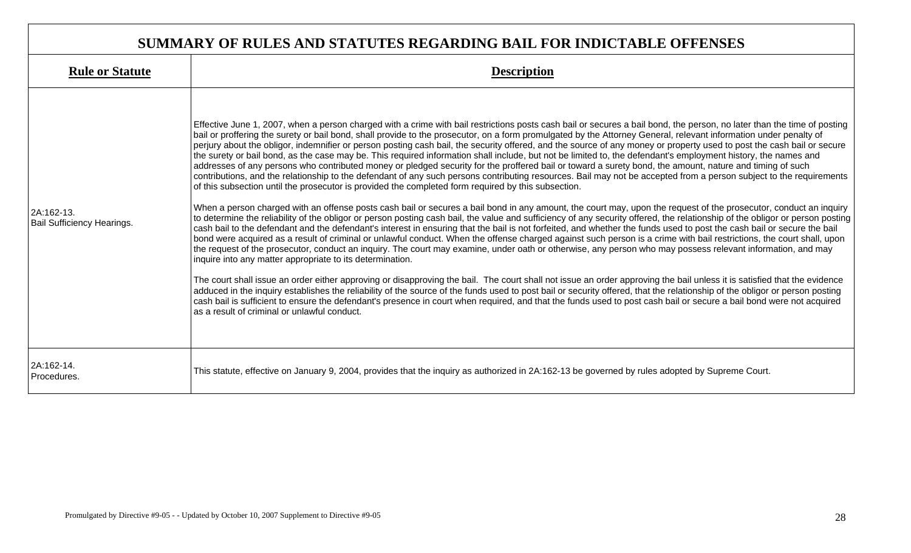| SUMMARY OF RULES AND STATUTES REGARDING BAIL FOR INDICTABLE OFFENSES | |
|---|---|
| **Rule or Statute** | **Description** |
| 2A:162-13.<br>Bail Sufficiency Hearings. | Effective June 1, 2007, when a person charged with a crime with bail restrictions posts cash bail or secures a bail bond, the person, no later than the time of posting bail or proffering the surety or bail bond, shall provide to the prosecutor, on a form promulgated by the Attorney General, relevant information under penalty of perjury about the obligor, indemnifier or person posting cash bail, the security offered, and the source of any money or property used to post the cash bail or secure the surety or bail bond, as the case may be. This required information shall include, but not be limited to, the defendant's employment history, the names and addresses of any persons who contributed money or pledged security for the proffered bail or toward a surety bond, the amount, nature and timing of such contributions, and the relationship to the defendant of any such persons contributing resources. Bail may not be accepted from a person subject to the requirements of this subsection until the prosecutor is provided the completed form required by this subsection.<br><br>When a person charged with an offense posts cash bail or secures a bail bond in any amount, the court may, upon the request of the prosecutor, conduct an inquiry to determine the reliability of the obligor or person posting cash bail, the value and sufficiency of any security offered, the relationship of the obligor or person posting cash bail to the defendant and the defendant's interest in ensuring that the bail is not forfeited, and whether the funds used to post the cash bail or secure the bail bond were acquired as a result of criminal or unlawful conduct. When the offense charged against such person is a crime with bail restrictions, the court shall, upon the request of the prosecutor, conduct an inquiry. The court may examine, under oath or otherwise, any person who may possess relevant information, and may inquire into any matter appropriate to its determination.<br><br>The court shall issue an order either approving or disapproving the bail. The court shall not issue an order approving the bail unless it is satisfied that the evidence adduced in the inquiry establishes the reliability of the source of the funds used to post bail or security offered, that the relationship of the obligor or person posting cash bail is sufficient to ensure the defendant's presence in court when required, and that the funds used to post cash bail or secure a bail bond were not acquired as a result of criminal or unlawful conduct. |
| 2A:162-14.<br>Procedures. | This statute, effective on January 9, 2004, provides that the inquiry as authorized in 2A:162-13 be governed by rules adopted by Supreme Court. |

Promulgated by Directive #9-05 - - Updated by October 10, 2007 Supplement to Directive #9-05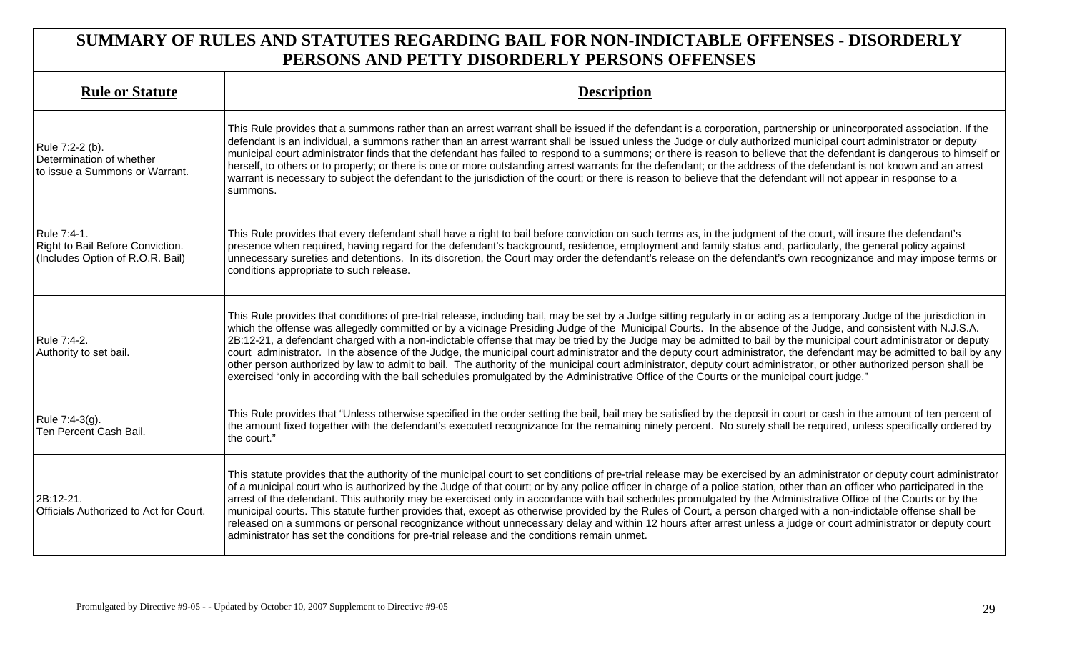## SUMMARY OF RULES AND STATUTES REGARDING BAIL FOR NON-INDICTABLE OFFENSES - DISORDERLY PERSONS AND PETTY DISORDERLY PERSONS OFFENSES

| **Rule or Statute** | **Description** |
|---|---|
| Rule 7:2-2 (b). Determination of whether to issue a Summons or Warrant. | This Rule provides that a summons rather than an arrest warrant shall be issued if the defendant is a corporation, partnership or unincorporated association. If the defendant is an individual, a summons rather than an arrest warrant shall be issued unless the Judge or duly authorized municipal court administrator or deputy municipal court administrator finds that the defendant has failed to respond to a summons; or there is reason to believe that the defendant is dangerous to himself or herself, to others or to property; or there is one or more outstanding arrest warrants for the defendant; or the address of the defendant is not known and an arrest warrant is necessary to subject the defendant to the jurisdiction of the court; or there is reason to believe that the defendant will not appear in response to a summons. |
| Rule 7:4-1. Right to Bail Before Conviction. (Includes Option of R.O.R. Bail) | This Rule provides that every defendant shall have a right to bail before conviction on such terms as, in the judgment of the court, will insure the defendant's presence when required, having regard for the defendant's background, residence, employment and family status and, particularly, the general policy against unnecessary sureties and detentions. In its discretion, the Court may order the defendant's release on the defendant's own recognizance and may impose terms or conditions appropriate to such release. |
| Rule 7:4-2. Authority to set bail. | This Rule provides that conditions of pre-trial release, including bail, may be set by a Judge sitting regularly in or acting as a temporary Judge of the jurisdiction in which the offense was allegedly committed or by a vicinage Presiding Judge of the Municipal Courts. In the absence of the Judge, and consistent with N.J.S.A. 2B:12-21, a defendant charged with a non-indictable offense that may be tried by the Judge may be admitted to bail by the municipal court administrator or deputy court administrator. In the absence of the Judge, the municipal court administrator and the deputy court administrator, the defendant may be admitted to bail by any other person authorized by law to admit to bail. The authority of the municipal court administrator, deputy court administrator, or other authorized person shall be exercised "only in according with the bail schedules promulgated by the Administrative Office of the Courts or the municipal court judge." |
| Rule 7:4-3(g). Ten Percent Cash Bail. | This Rule provides that "Unless otherwise specified in the order setting the bail, bail may be satisfied by the deposit in court or cash in the amount of ten percent of the amount fixed together with the defendant's executed recognizance for the remaining ninety percent. No surety shall be required, unless specifically ordered by the court." |
| 2B:12-21. Officials Authorized to Act for Court. | This statute provides that the authority of the municipal court to set conditions of pre-trial release may be exercised by an administrator or deputy court administrator of a municipal court who is authorized by the Judge of that court; or by any police officer in charge of a police station, other than an officer who participated in the arrest of the defendant. This authority may be exercised only in accordance with bail schedules promulgated by the Administrative Office of the Courts or by the municipal courts. This statute further provides that, except as otherwise provided by the Rules of Court, a person charged with a non-indictable offense shall be released on a summons or personal recognizance without unnecessary delay and within 12 hours after arrest unless a judge or court administrator or deputy court administrator has set the conditions for pre-trial release and the conditions remain unmet. |

Promulgated by Directive #9-05 - - Updated by October 10, 2007 Supplement to Directive #9-05